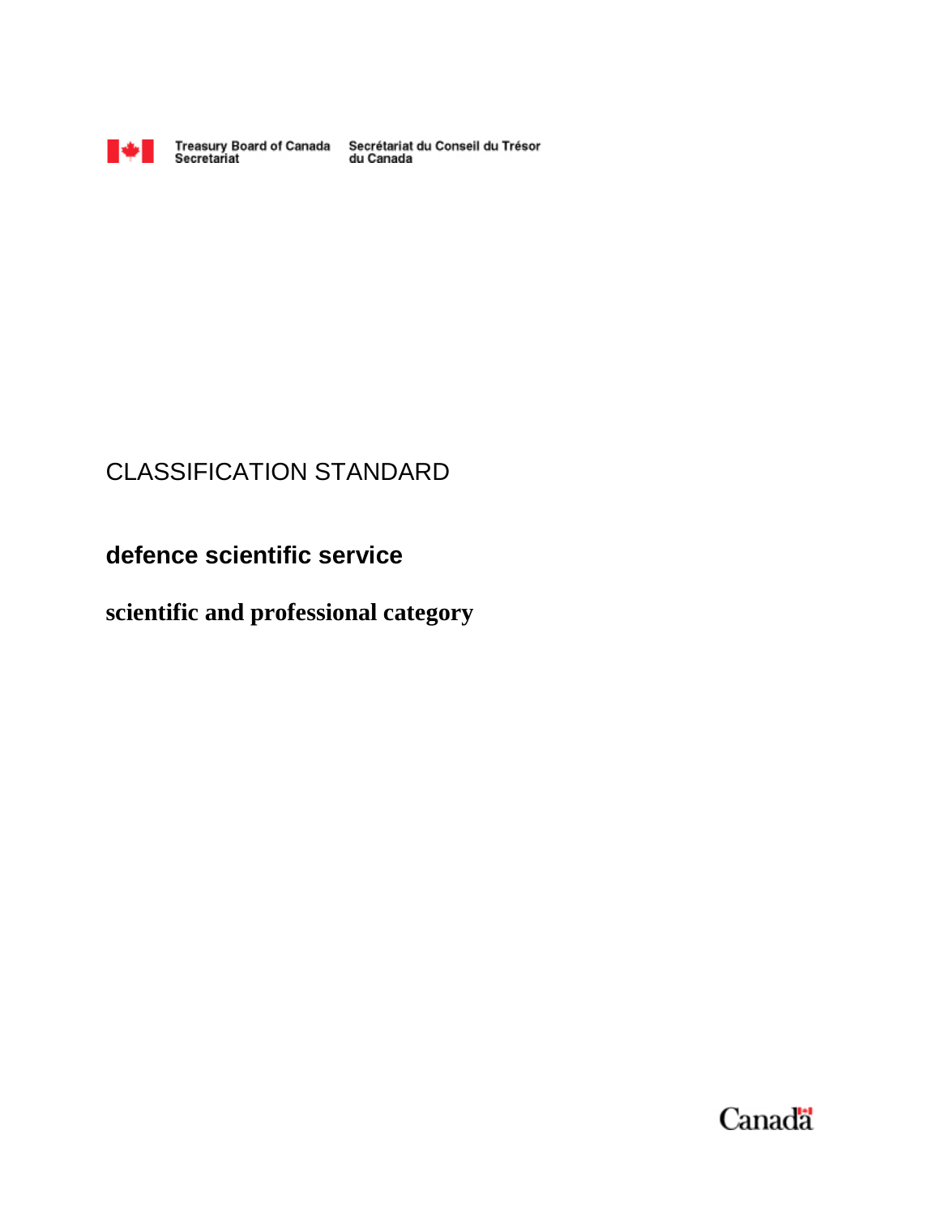Treasury Board of Canada Secretariat    Secrétariat du Conseil du Trésor du Canada

# CLASSIFICATION STANDARD

## defence scientific service

## scientific and professional category

Canada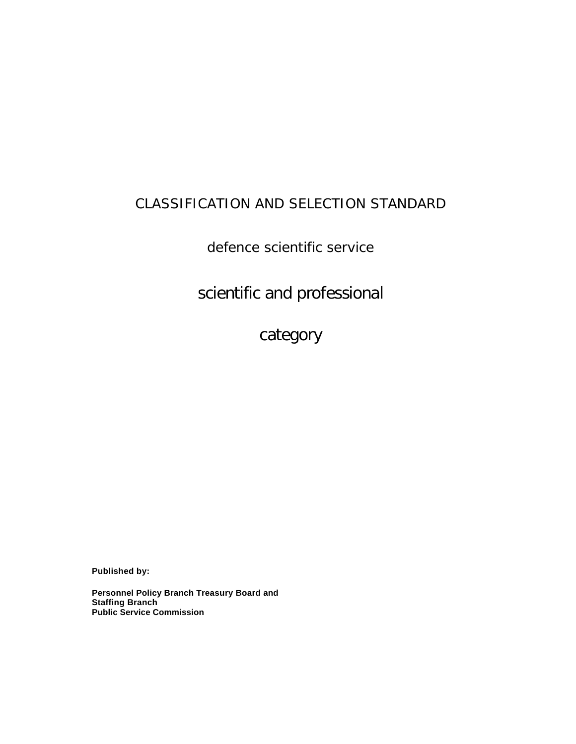# CLASSIFICATION AND SELECTION STANDARD

## defence scientific service

## scientific and professional

## category

**Published by:**

**Personnel Policy Branch Treasury Board and**
**Staffing Branch**
**Public Service Commission**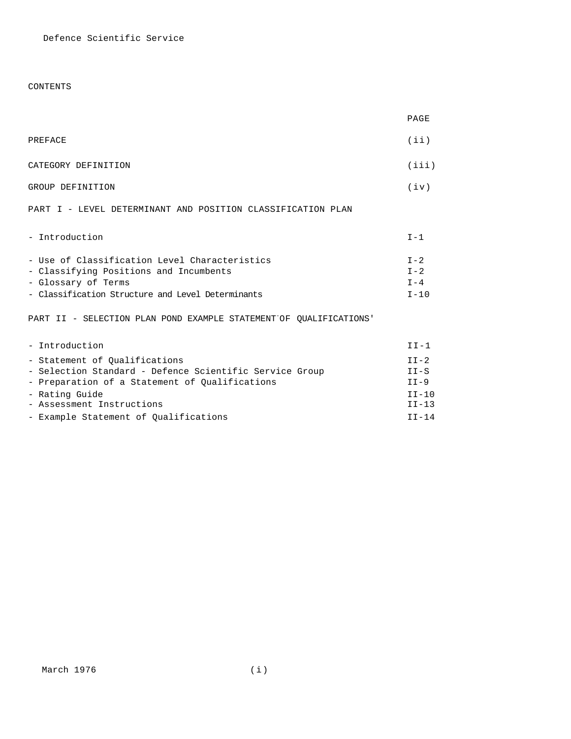Defence Scientific Service

# CONTENTS

| | PAGE |
|---|---|
| PREFACE | (ii) |
| CATEGORY DEFINITION | (iii) |
| GROUP DEFINITION | (iv) |
| PART I - LEVEL DETERMINANT AND POSITION CLASSIFICATION PLAN | |
| - Introduction | I-1 |
| - Use of Classification Level Characteristics | I-2 |
| - Classifying Positions and Incumbents | I-2 |
| - Glossary of Terms | I-4 |
| - Classification Structure and Level Determinants | I-10 |
| PART II - SELECTION PLAN POND EXAMPLE STATEMENT OF QUALIFICATIONS' | |
| - Introduction | II-1 |
| - Statement of Qualifications | II-2 |
| - Selection Standard - Defence Scientific Service Group | II-S |
| - Preparation of a Statement of Qualifications | II-9 |
| - Rating Guide | II-10 |
| - Assessment Instructions | II-13 |
| - Example Statement of Qualifications | II-14 |

March 1976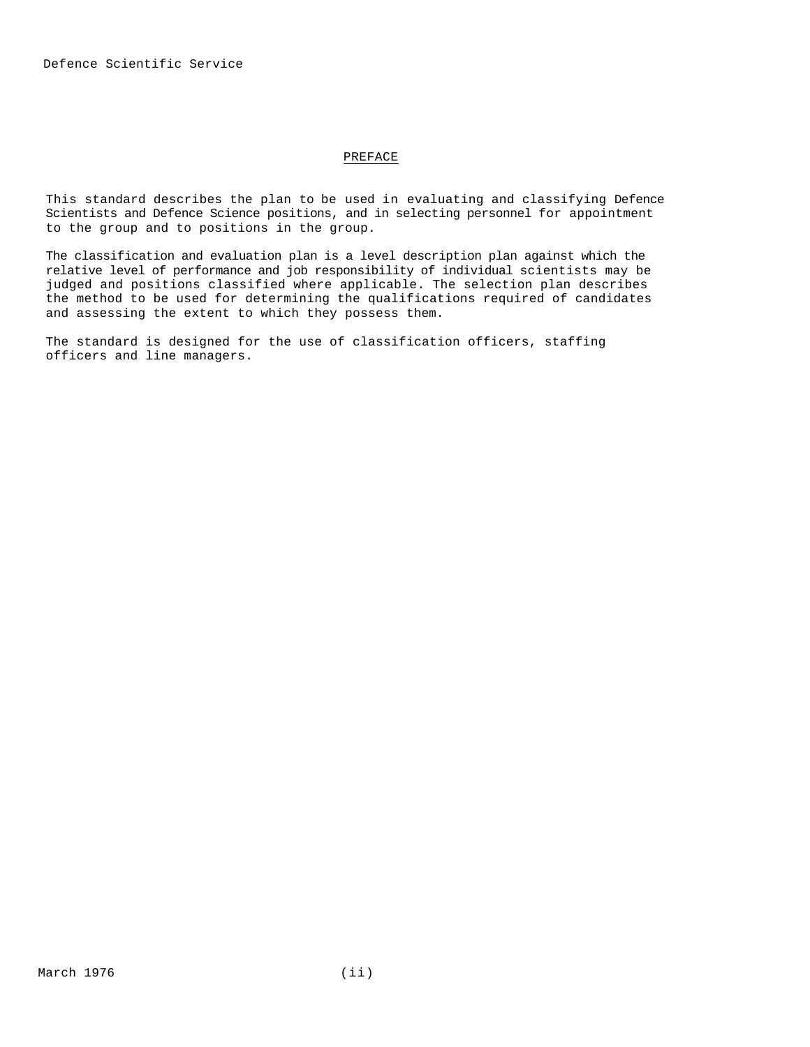## PREFACE

This standard describes the plan to be used in evaluating and classifying Defence Scientists and Defence Science positions, and in selecting personnel for appointment to the group and to positions in the group.

The classification and evaluation plan is a level description plan against which the relative level of performance and job responsibility of individual scientists may be judged and positions classified where applicable. The selection plan describes the method to be used for determining the qualifications required of candidates and assessing the extent to which they possess them.

The standard is designed for the use of classification officers, staffing officers and line managers.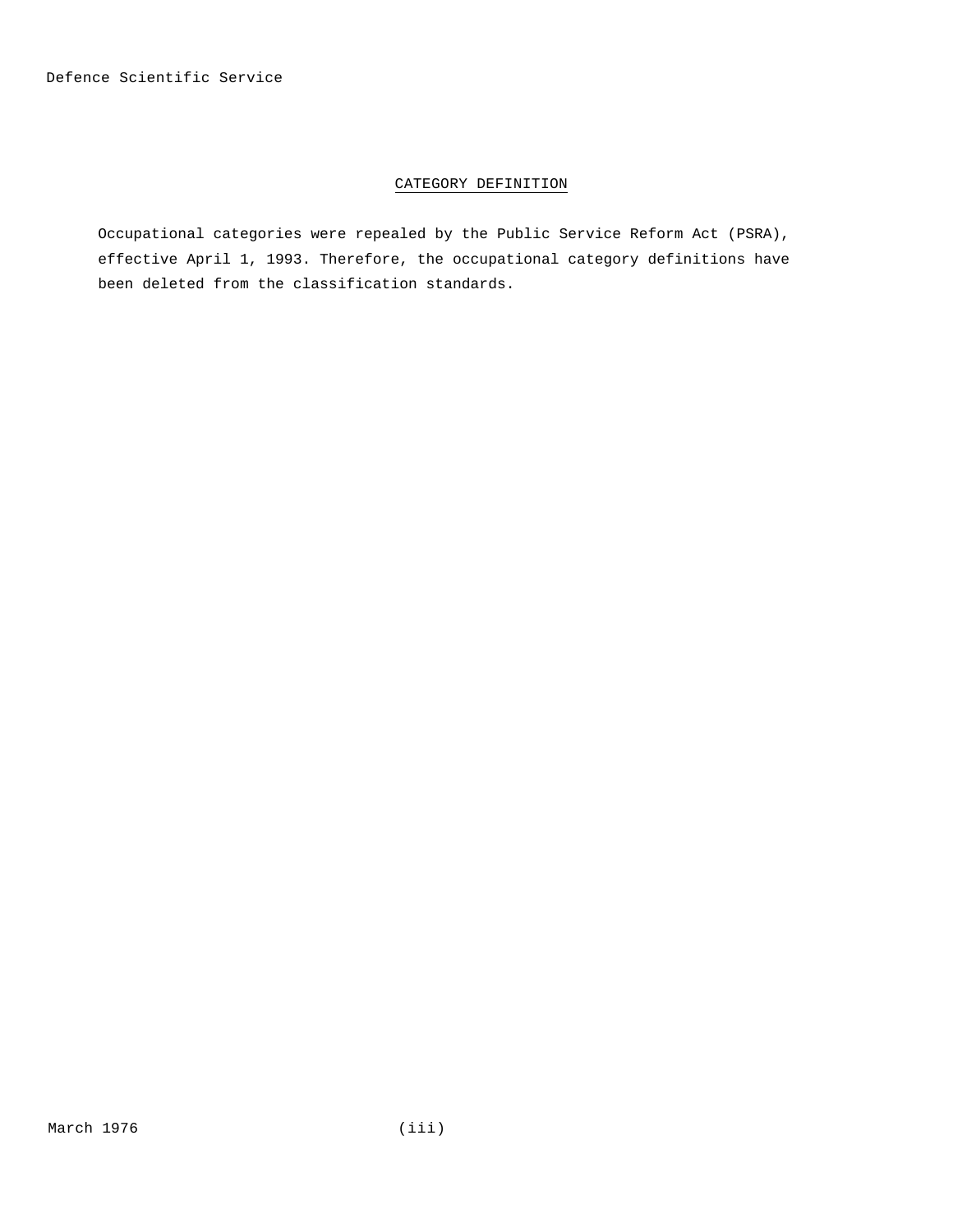## CATEGORY DEFINITION

Occupational categories were repealed by the Public Service Reform Act (PSRA), effective April 1, 1993. Therefore, the occupational category definitions have been deleted from the classification standards.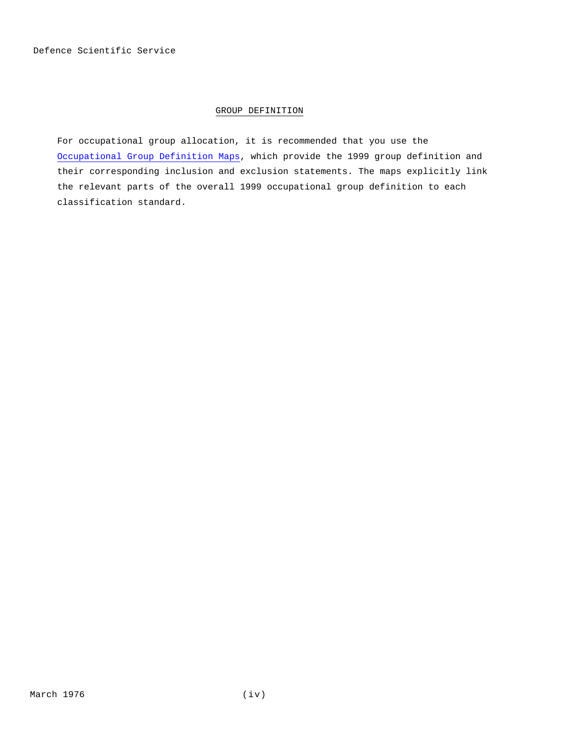## GROUP DEFINITION

For occupational group allocation, it is recommended that you use the Occupational Group Definition Maps, which provide the 1999 group definition and their corresponding inclusion and exclusion statements. The maps explicitly link the relevant parts of the overall 1999 occupational group definition to each classification standard.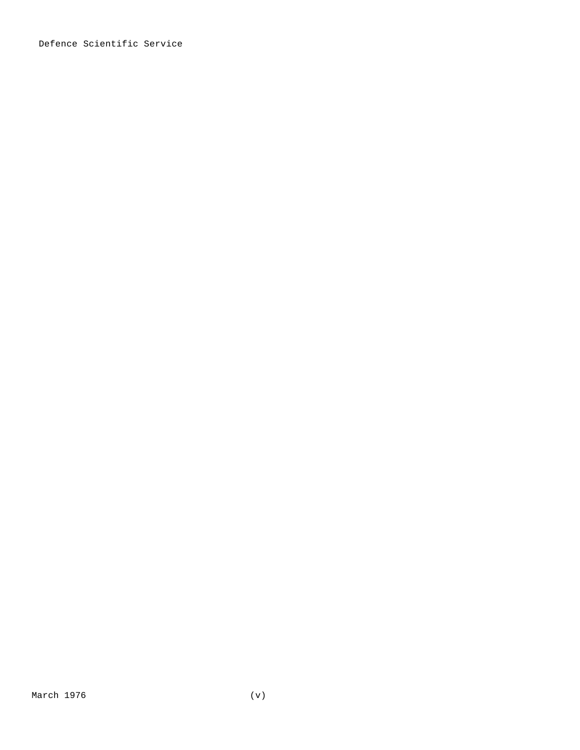Defence Scientific Service

March 1976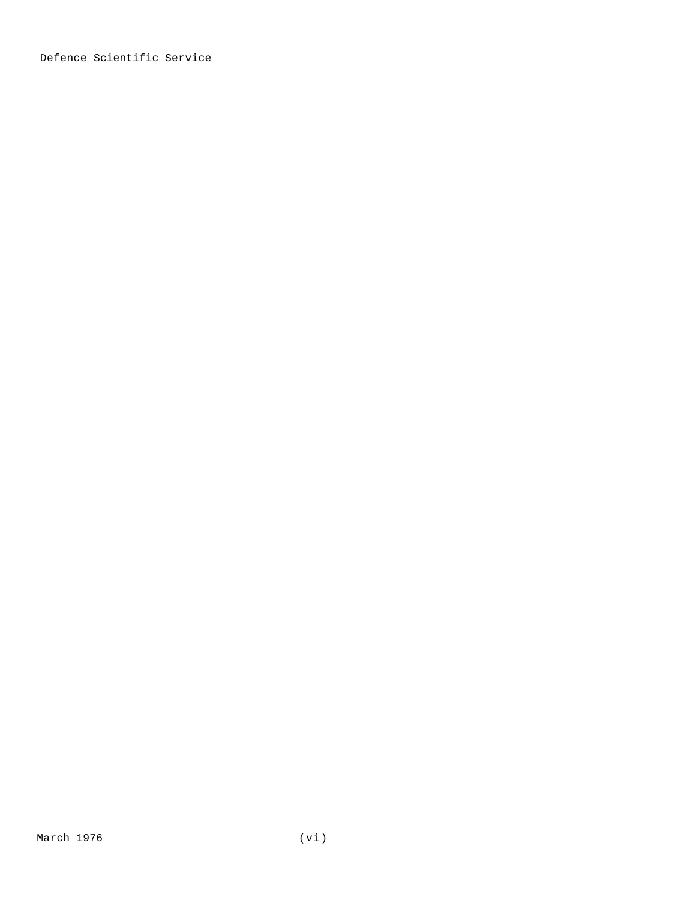Defence Scientific Service

March 1976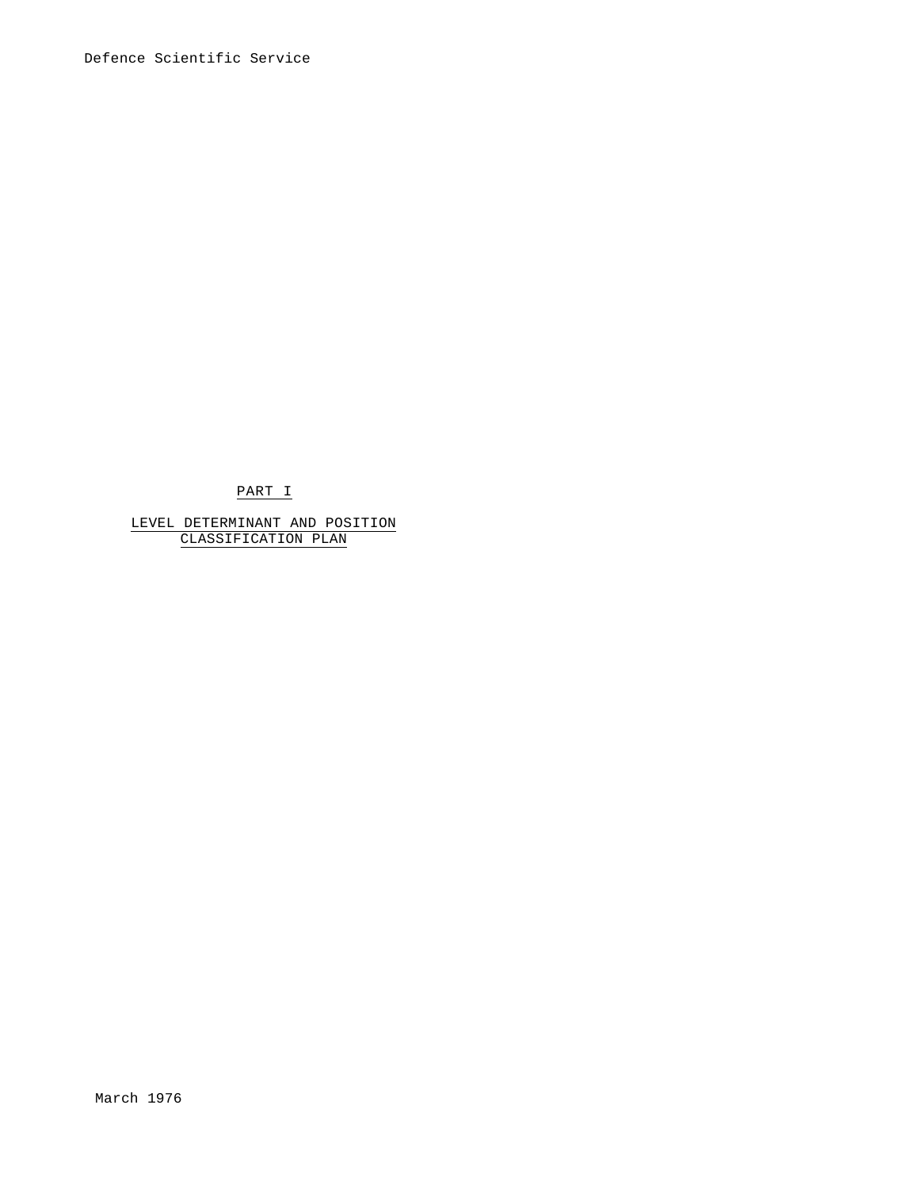Defence Scientific Service

# PART I

## LEVEL DETERMINANT AND POSITION CLASSIFICATION PLAN

March 1976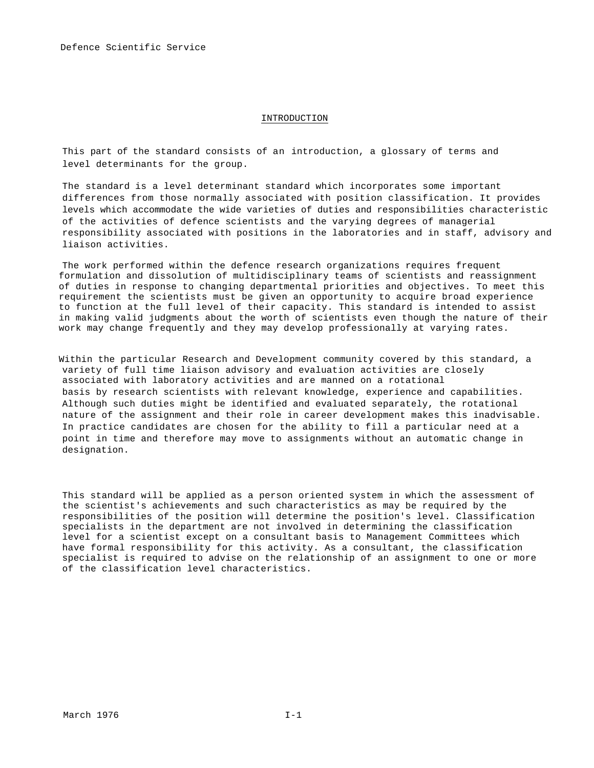## INTRODUCTION

This part of the standard consists of an introduction, a glossary of terms and level determinants for the group.

The standard is a level determinant standard which incorporates some important differences from those normally associated with position classification. It provides levels which accommodate the wide varieties of duties and responsibilities characteristic of the activities of defence scientists and the varying degrees of managerial responsibility associated with positions in the laboratories and in staff, advisory and liaison activities.

The work performed within the defence research organizations requires frequent formulation and dissolution of multidisciplinary teams of scientists and reassignment of duties in response to changing departmental priorities and objectives. To meet this requirement the scientists must be given an opportunity to acquire broad experience to function at the full level of their capacity. This standard is intended to assist in making valid judgments about the worth of scientists even though the nature of their work may change frequently and they may develop professionally at varying rates.

Within the particular Research and Development community covered by this standard, a variety of full time liaison advisory and evaluation activities are closely associated with laboratory activities and are manned on a rotational basis by research scientists with relevant knowledge, experience and capabilities. Although such duties might be identified and evaluated separately, the rotational nature of the assignment and their role in career development makes this inadvisable. In practice candidates are chosen for the ability to fill a particular need at a point in time and therefore may move to assignments without an automatic change in designation.

This standard will be applied as a person oriented system in which the assessment of the scientist's achievements and such characteristics as may be required by the responsibilities of the position will determine the position's level. Classification specialists in the department are not involved in determining the classification level for a scientist except on a consultant basis to Management Committees which have formal responsibility for this activity. As a consultant, the classification specialist is required to advise on the relationship of an assignment to one or more of the classification level characteristics.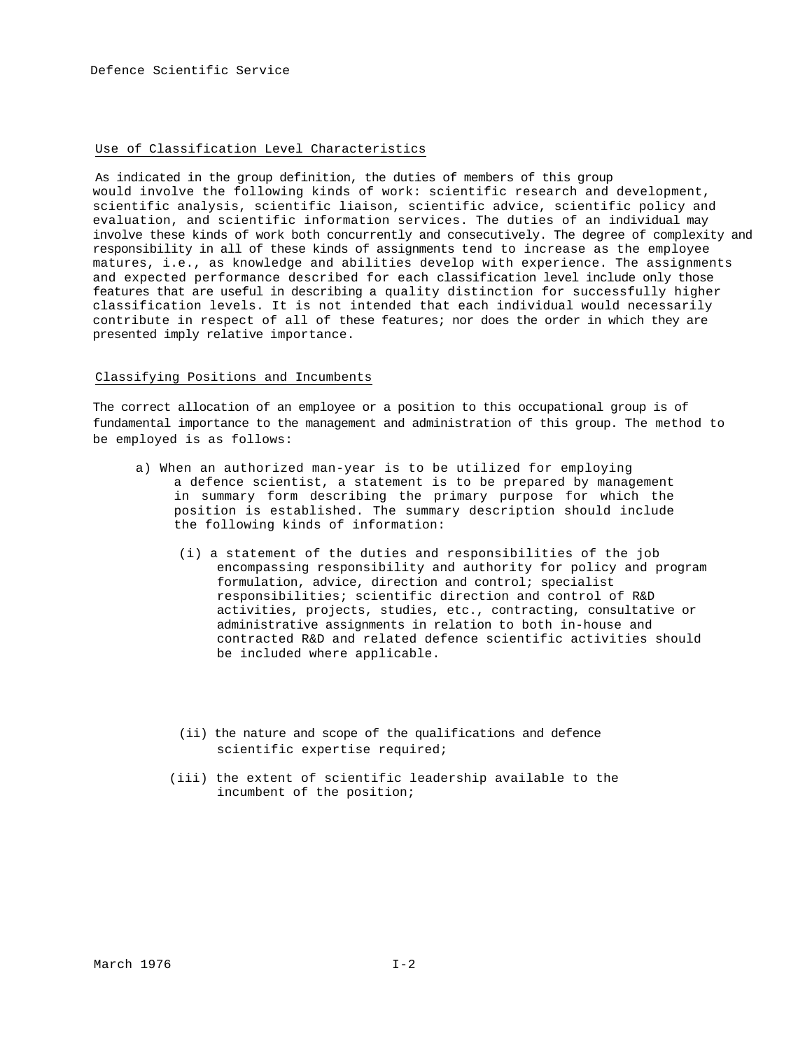## Use of Classification Level Characteristics

As indicated in the group definition, the duties of members of this group would involve the following kinds of work: scientific research and development, scientific analysis, scientific liaison, scientific advice, scientific policy and evaluation, and scientific information services. The duties of an individual may involve these kinds of work both concurrently and consecutively. The degree of complexity and responsibility in all of these kinds of assignments tend to increase as the employee matures, i.e., as knowledge and abilities develop with experience. The assignments and expected performance described for each classification level include only those features that are useful in describing a quality distinction for successfully higher classification levels. It is not intended that each individual would necessarily contribute in respect of all of these features; nor does the order in which they are presented imply relative importance.

## Classifying Positions and Incumbents

The correct allocation of an employee or a position to this occupational group is of fundamental importance to the management and administration of this group. The method to be employed is as follows:

a) When an authorized man-year is to be utilized for employing a defence scientist, a statement is to be prepared by management in summary form describing the primary purpose for which the position is established. The summary description should include the following kinds of information:

   (i) a statement of the duties and responsibilities of the job encompassing responsibility and authority for policy and program formulation, advice, direction and control; specialist responsibilities; scientific direction and control of R&D activities, projects, studies, etc., contracting, consultative or administrative assignments in relation to both in-house and contracted R&D and related defence scientific activities should be included where applicable.

   (ii) the nature and scope of the qualifications and defence scientific expertise required;

   (iii) the extent of scientific leadership available to the incumbent of the position;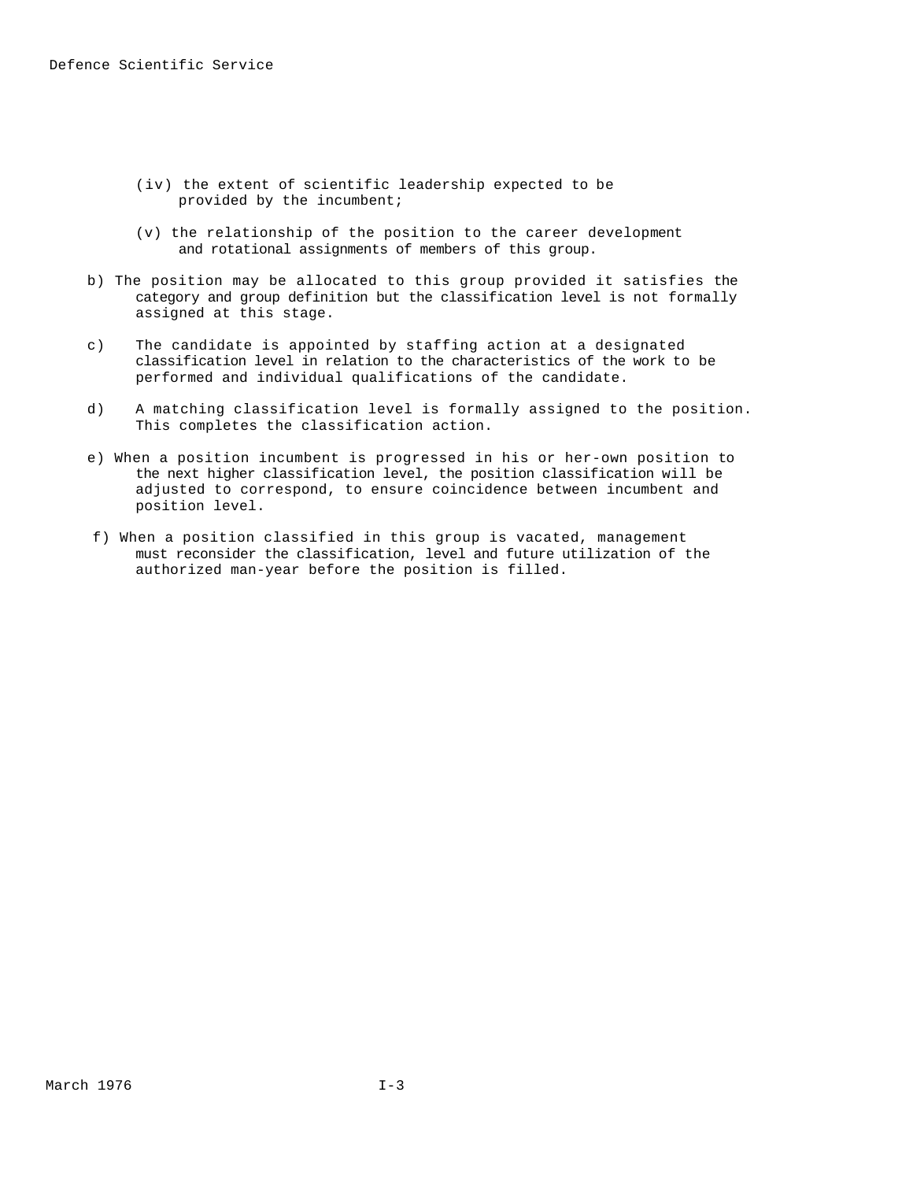(iv) the extent of scientific leadership expected to be provided by the incumbent;

(v) the relationship of the position to the career development and rotational assignments of members of this group.

b) The position may be allocated to this group provided it satisfies the category and group definition but the classification level is not formally assigned at this stage.

c) The candidate is appointed by staffing action at a designated classification level in relation to the characteristics of the work to be performed and individual qualifications of the candidate.

d) A matching classification level is formally assigned to the position. This completes the classification action.

e) When a position incumbent is progressed in his or her-own position to the next higher classification level, the position classification will be adjusted to correspond, to ensure coincidence between incumbent and position level.

f) When a position classified in this group is vacated, management must reconsider the classification, level and future utilization of the authorized man-year before the position is filled.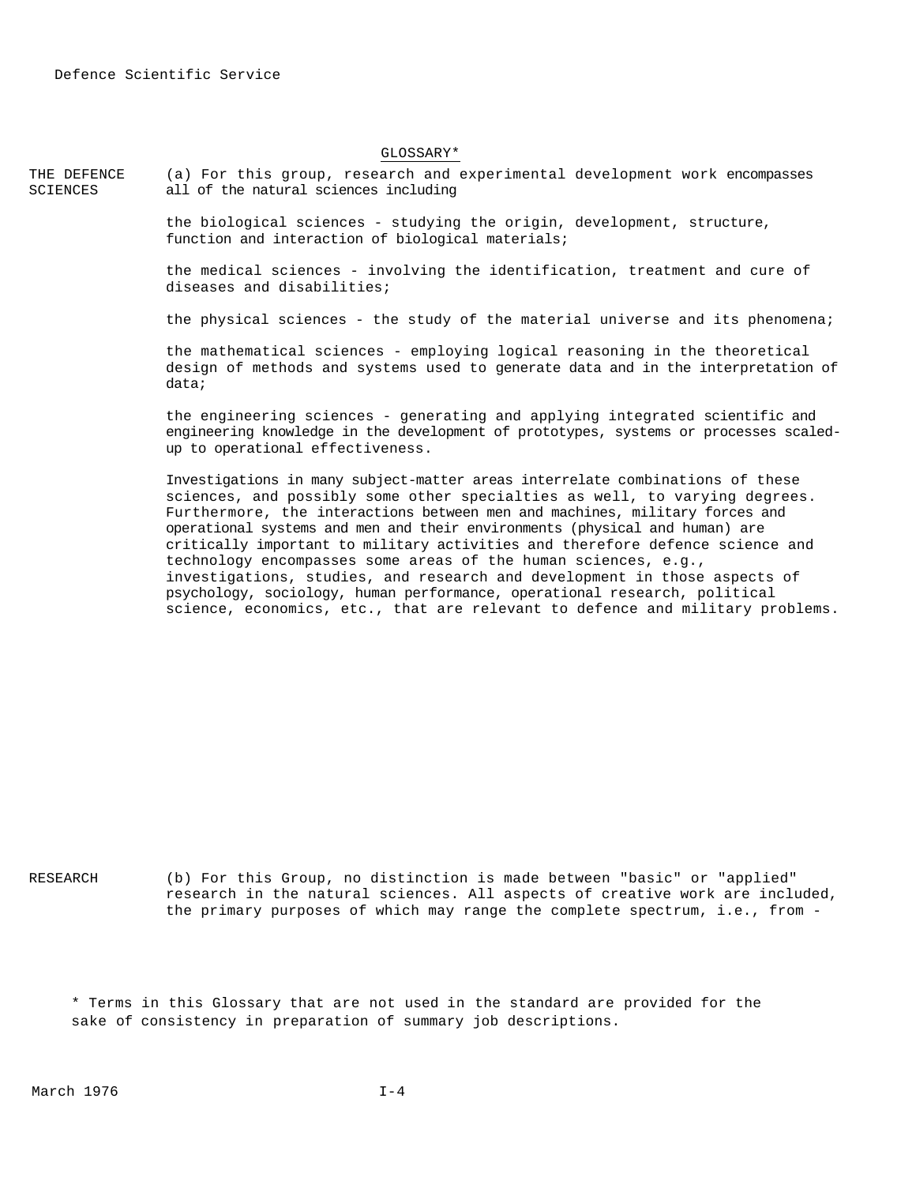## GLOSSARY*

**THE DEFENCE SCIENCES**

(a) For this group, research and experimental development work encompasses all of the natural sciences including

the biological sciences - studying the origin, development, structure, function and interaction of biological materials;

the medical sciences - involving the identification, treatment and cure of diseases and disabilities;

the physical sciences - the study of the material universe and its phenomena;

the mathematical sciences - employing logical reasoning in the theoretical design of methods and systems used to generate data and in the interpretation of data;

the engineering sciences - generating and applying integrated scientific and engineering knowledge in the development of prototypes, systems or processes scaled-up to operational effectiveness.

Investigations in many subject-matter areas interrelate combinations of these sciences, and possibly some other specialties as well, to varying degrees. Furthermore, the interactions between men and machines, military forces and operational systems and men and their environments (physical and human) are critically important to military activities and therefore defence science and technology encompasses some areas of the human sciences, e.g., investigations, studies, and research and development in those aspects of psychology, sociology, human performance, operational research, political science, economics, etc., that are relevant to defence and military problems.

**RESEARCH**

(b) For this Group, no distinction is made between "basic" or "applied" research in the natural sciences. All aspects of creative work are included, the primary purposes of which may range the complete spectrum, i.e., from -

\* Terms in this Glossary that are not used in the standard are provided for the sake of consistency in preparation of summary job descriptions.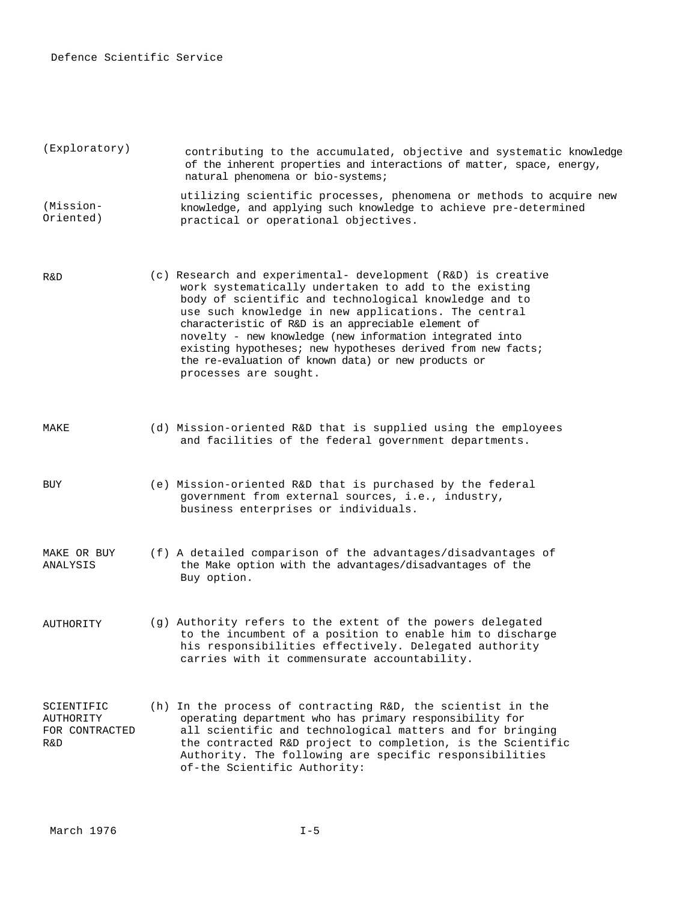(Exploratory) contributing to the accumulated, objective and systematic knowledge of the inherent properties and interactions of matter, space, energy, natural phenomena or bio-systems;

(Mission-Oriented) utilizing scientific processes, phenomena or methods to acquire new knowledge, and applying such knowledge to achieve pre-determined practical or operational objectives.

**R&D** (c) Research and experimental- development (R&D) is creative work systematically undertaken to add to the existing body of scientific and technological knowledge and to use such knowledge in new applications. The central characteristic of R&D is an appreciable element of novelty - new knowledge (new information integrated into existing hypotheses; new hypotheses derived from new facts; the re-evaluation of known data) or new products or processes are sought.

**MAKE** (d) Mission-oriented R&D that is supplied using the employees and facilities of the federal government departments.

**BUY** (e) Mission-oriented R&D that is purchased by the federal government from external sources, i.e., industry, business enterprises or individuals.

**MAKE OR BUY ANALYSIS** (f) A detailed comparison of the advantages/disadvantages of the Make option with the advantages/disadvantages of the Buy option.

**AUTHORITY** (g) Authority refers to the extent of the powers delegated to the incumbent of a position to enable him to discharge his responsibilities effectively. Delegated authority carries with it commensurate accountability.

**SCIENTIFIC AUTHORITY FOR CONTRACTED R&D** (h) In the process of contracting R&D, the scientist in the operating department who has primary responsibility for all scientific and technological matters and for bringing the contracted R&D project to completion, is the Scientific Authority. The following are specific responsibilities of-the Scientific Authority: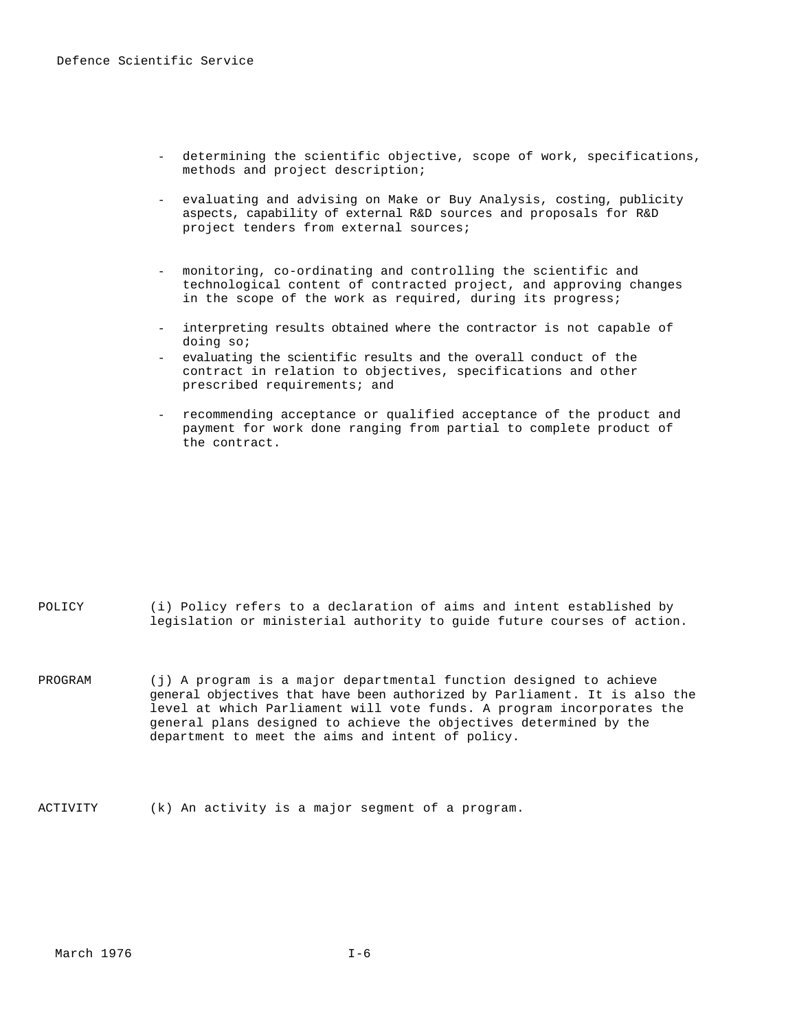- determining the scientific objective, scope of work, specifications, methods and project description;

- evaluating and advising on Make or Buy Analysis, costing, publicity aspects, capability of external R&D sources and proposals for R&D project tenders from external sources;

- monitoring, co-ordinating and controlling the scientific and technological content of contracted project, and approving changes in the scope of the work as required, during its progress;

- interpreting results obtained where the contractor is not capable of doing so;
- evaluating the scientific results and the overall conduct of the contract in relation to objectives, specifications and other prescribed requirements; and

- recommending acceptance or qualified acceptance of the product and payment for work done ranging from partial to complete product of the contract.

POLICY (i) Policy refers to a declaration of aims and intent established by legislation or ministerial authority to guide future courses of action.

PROGRAM (j) A program is a major departmental function designed to achieve general objectives that have been authorized by Parliament. It is also the level at which Parliament will vote funds. A program incorporates the general plans designed to achieve the objectives determined by the department to meet the aims and intent of policy.

ACTIVITY (k) An activity is a major segment of a program.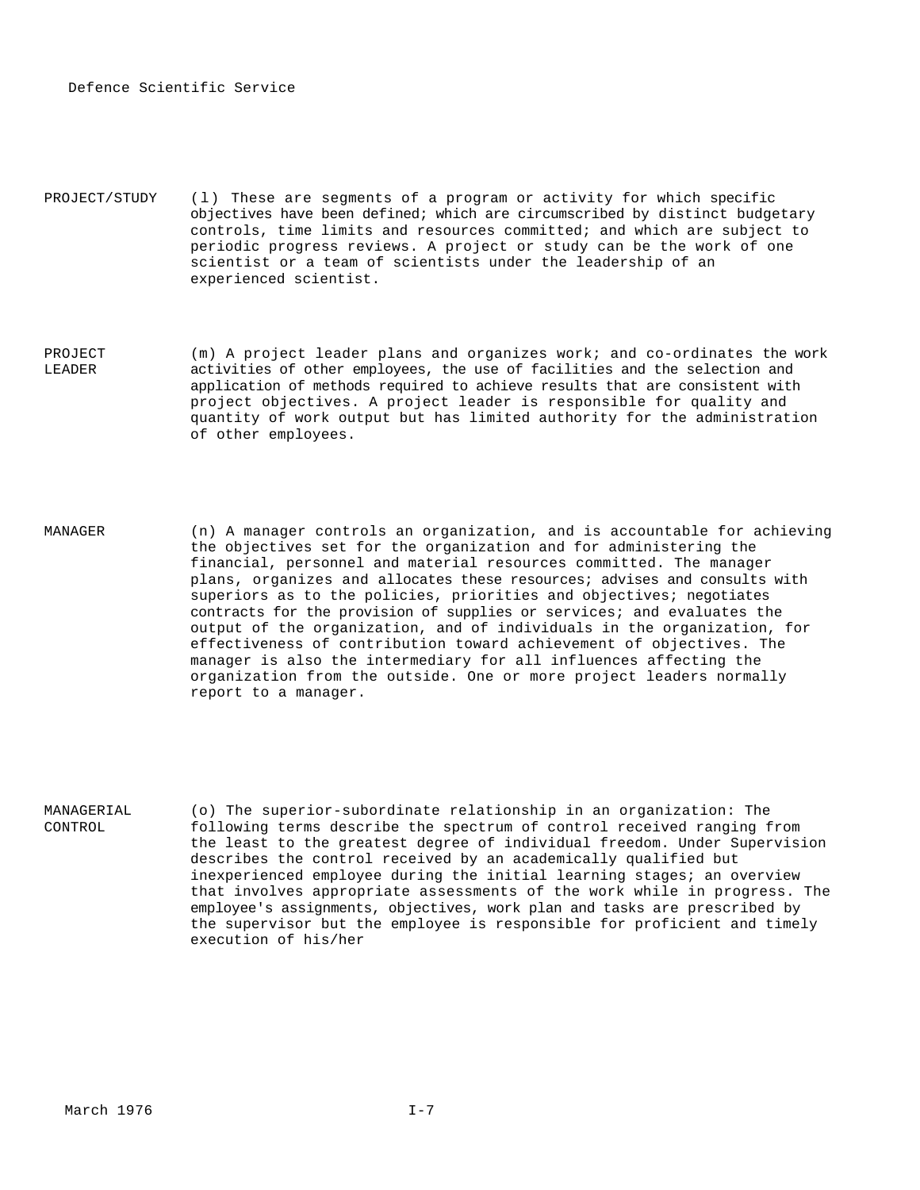**PROJECT/STUDY** (l) These are segments of a program or activity for which specific objectives have been defined; which are circumscribed by distinct budgetary controls, time limits and resources committed; and which are subject to periodic progress reviews. A project or study can be the work of one scientist or a team of scientists under the leadership of an experienced scientist.

**PROJECT LEADER** (m) A project leader plans and organizes work; and co-ordinates the work activities of other employees, the use of facilities and the selection and application of methods required to achieve results that are consistent with project objectives. A project leader is responsible for quality and quantity of work output but has limited authority for the administration of other employees.

**MANAGER** (n) A manager controls an organization, and is accountable for achieving the objectives set for the organization and for administering the financial, personnel and material resources committed. The manager plans, organizes and allocates these resources; advises and consults with superiors as to the policies, priorities and objectives; negotiates contracts for the provision of supplies or services; and evaluates the output of the organization, and of individuals in the organization, for effectiveness of contribution toward achievement of objectives. The manager is also the intermediary for all influences affecting the organization from the outside. One or more project leaders normally report to a manager.

**MANAGERIAL CONTROL** (o) The superior-subordinate relationship in an organization: The following terms describe the spectrum of control received ranging from the least to the greatest degree of individual freedom. Under Supervision describes the control received by an academically qualified but inexperienced employee during the initial learning stages; an overview that involves appropriate assessments of the work while in progress. The employee's assignments, objectives, work plan and tasks are prescribed by the supervisor but the employee is responsible for proficient and timely execution of his/her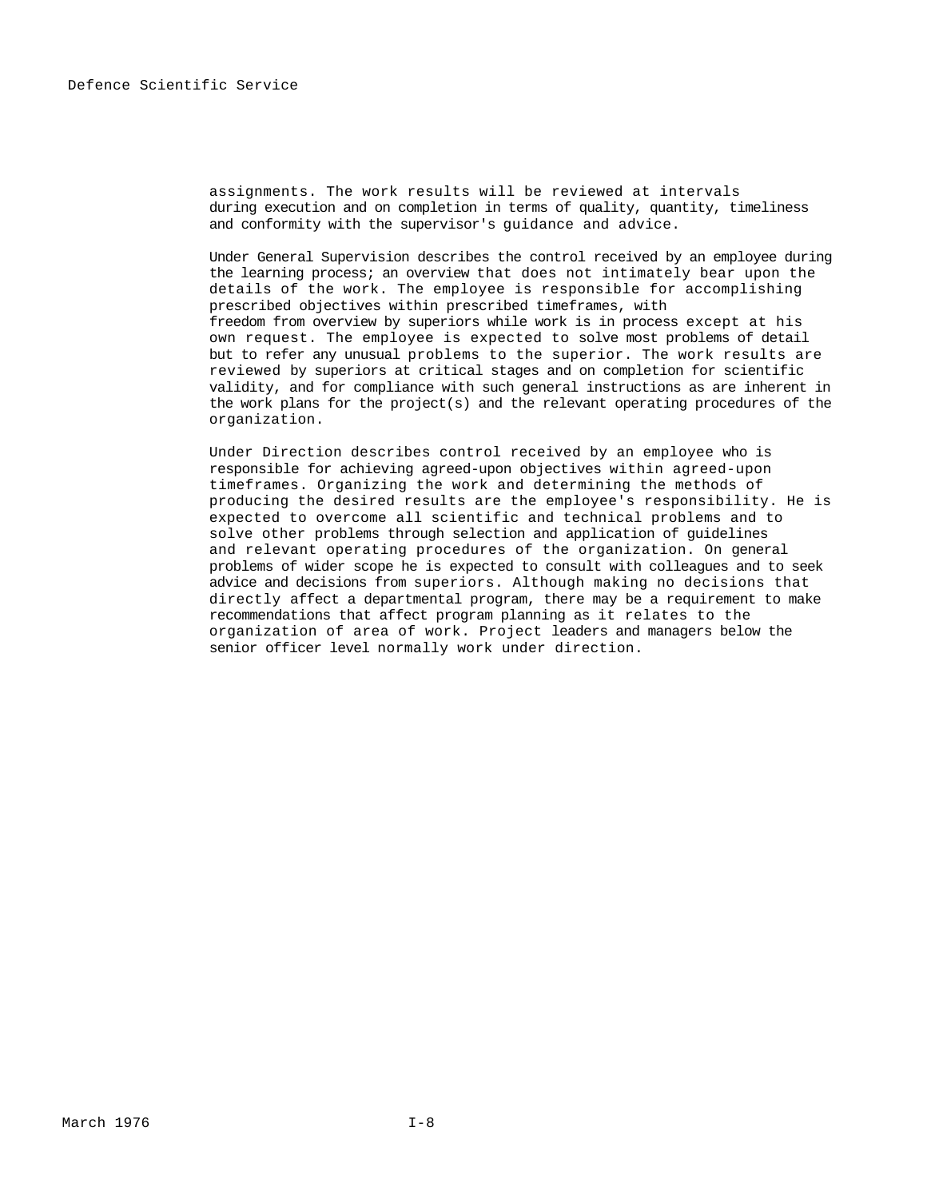assignments. The work results will be reviewed at intervals during execution and on completion in terms of quality, quantity, timeliness and conformity with the supervisor's guidance and advice.

Under General Supervision describes the control received by an employee during the learning process; an overview that does not intimately bear upon the details of the work. The employee is responsible for accomplishing prescribed objectives within prescribed timeframes, with freedom from overview by superiors while work is in process except at his own request. The employee is expected to solve most problems of detail but to refer any unusual problems to the superior. The work results are reviewed by superiors at critical stages and on completion for scientific validity, and for compliance with such general instructions as are inherent in the work plans for the project(s) and the relevant operating procedures of the organization.

Under Direction describes control received by an employee who is responsible for achieving agreed-upon objectives within agreed-upon timeframes. Organizing the work and determining the methods of producing the desired results are the employee's responsibility. He is expected to overcome all scientific and technical problems and to solve other problems through selection and application of guidelines and relevant operating procedures of the organization. On general problems of wider scope he is expected to consult with colleagues and to seek advice and decisions from superiors. Although making no decisions that directly affect a departmental program, there may be a requirement to make recommendations that affect program planning as it relates to the organization of area of work. Project leaders and managers below the senior officer level normally work under direction.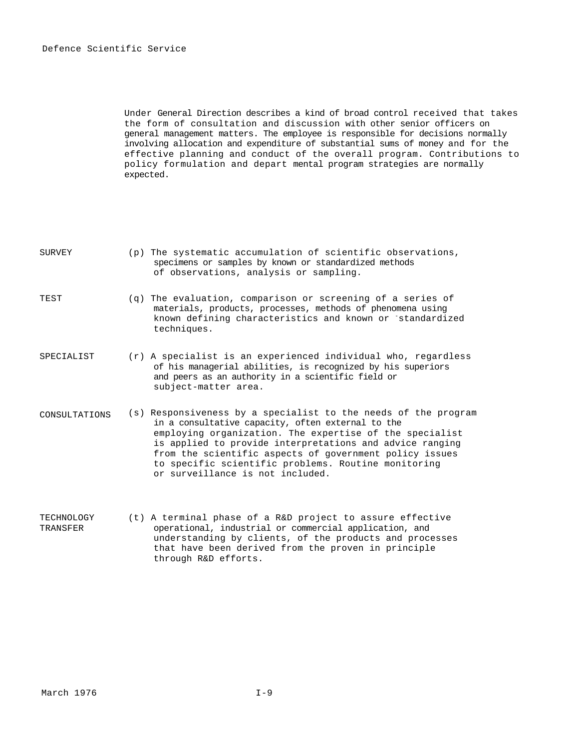Under General Direction describes a kind of broad control received that takes the form of consultation and discussion with other senior officers on general management matters. The employee is responsible for decisions normally involving allocation and expenditure of substantial sums of money and for the effective planning and conduct of the overall program. Contributions to policy formulation and depart mental program strategies are normally expected.

SURVEY (p) The systematic accumulation of scientific observations, specimens or samples by known or standardized methods of observations, analysis or sampling.

TEST (q) The evaluation, comparison or screening of a series of materials, products, processes, methods of phenomena using known defining characteristics and known or standardized techniques.

SPECIALIST (r) A specialist is an experienced individual who, regardless of his managerial abilities, is recognized by his superiors and peers as an authority in a scientific field or subject-matter area.

CONSULTATIONS (s) Responsiveness by a specialist to the needs of the program in a consultative capacity, often external to the employing organization. The expertise of the specialist is applied to provide interpretations and advice ranging from the scientific aspects of government policy issues to specific scientific problems. Routine monitoring or surveillance is not included.

TECHNOLOGY TRANSFER (t) A terminal phase of a R&D project to assure effective operational, industrial or commercial application, and understanding by clients, of the products and processes that have been derived from the proven in principle through R&D efforts.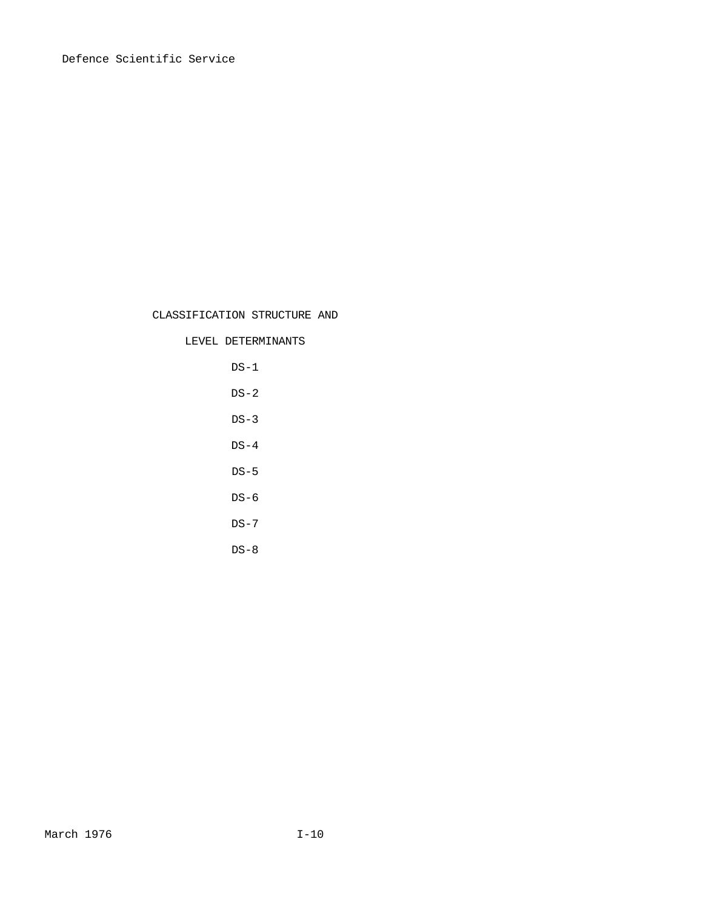# CLASSIFICATION STRUCTURE AND LEVEL DETERMINANTS

DS-1

DS-2

DS-3

DS-4

DS-5

DS-6

DS-7

DS-8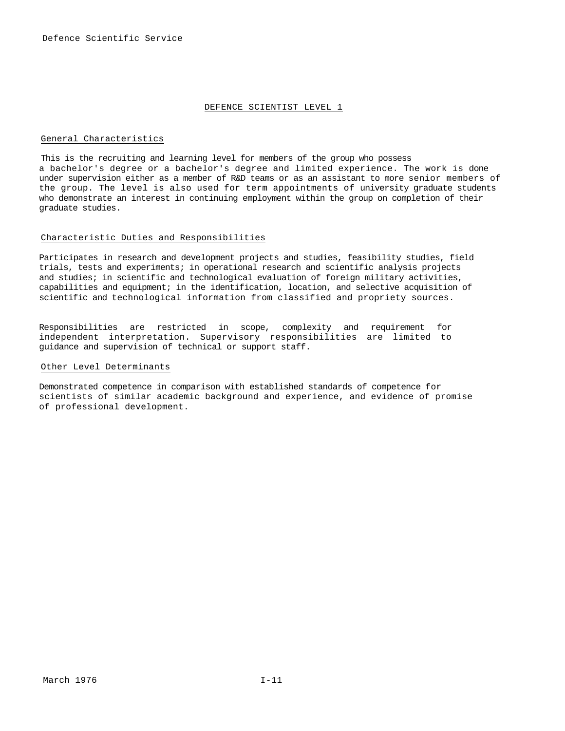## DEFENCE SCIENTIST LEVEL 1

### General Characteristics

This is the recruiting and learning level for members of the group who possess a bachelor's degree or a bachelor's degree and limited experience. The work is done under supervision either as a member of R&D teams or as an assistant to more senior members of the group. The level is also used for term appointments of university graduate students who demonstrate an interest in continuing employment within the group on completion of their graduate studies.

### Characteristic Duties and Responsibilities

Participates in research and development projects and studies, feasibility studies, field trials, tests and experiments; in operational research and scientific analysis projects and studies; in scientific and technological evaluation of foreign military activities, capabilities and equipment; in the identification, location, and selective acquisition of scientific and technological information from classified and propriety sources.

Responsibilities are restricted in scope, complexity and requirement for independent interpretation. Supervisory responsibilities are limited to guidance and supervision of technical or support staff.

### Other Level Determinants

Demonstrated competence in comparison with established standards of competence for scientists of similar academic background and experience, and evidence of promise of professional development.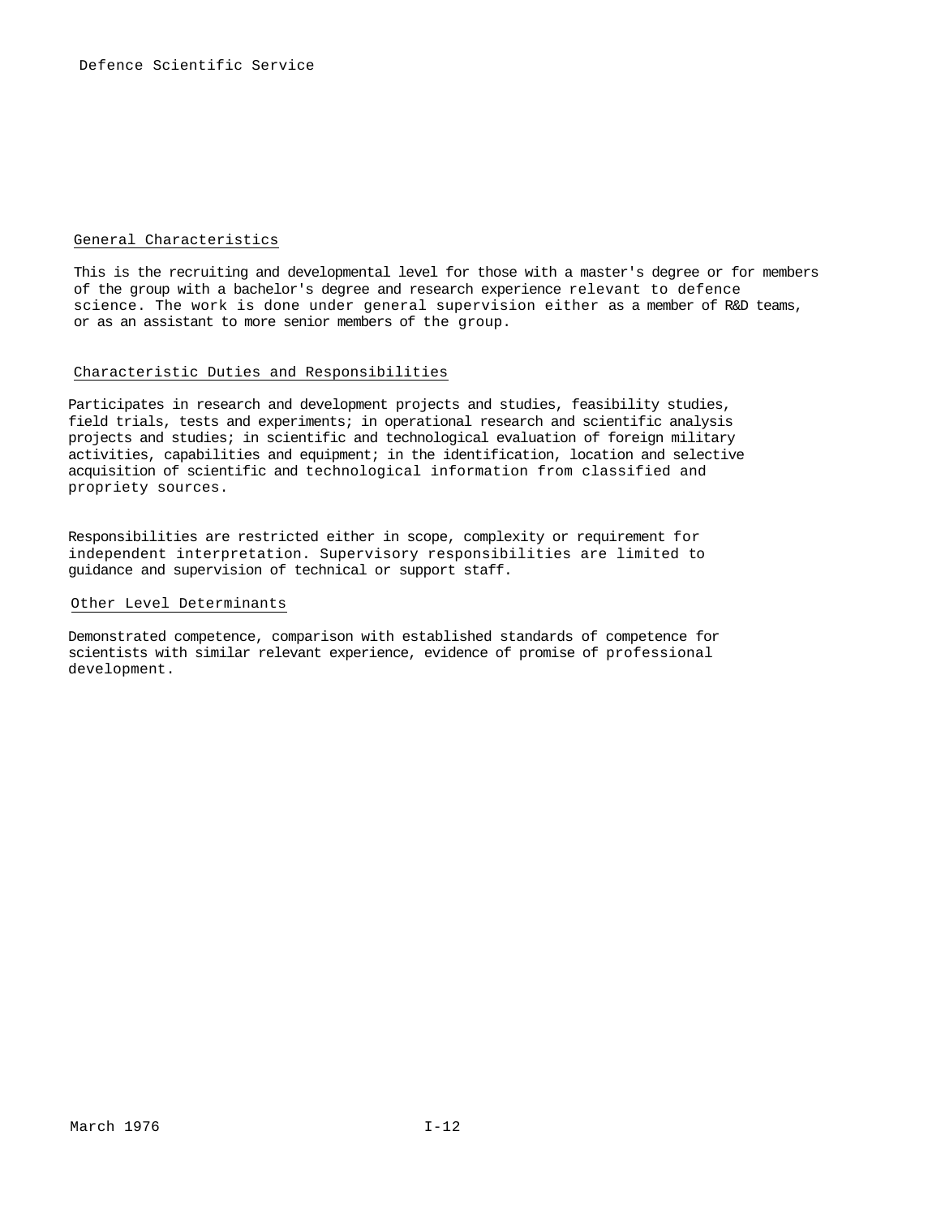### General Characteristics

This is the recruiting and developmental level for those with a master's degree or for members of the group with a bachelor's degree and research experience relevant to defence science. The work is done under general supervision either as a member of R&D teams, or as an assistant to more senior members of the group.

### Characteristic Duties and Responsibilities

Participates in research and development projects and studies, feasibility studies, field trials, tests and experiments; in operational research and scientific analysis projects and studies; in scientific and technological evaluation of foreign military activities, capabilities and equipment; in the identification, location and selective acquisition of scientific and technological information from classified and propriety sources.

Responsibilities are restricted either in scope, complexity or requirement for independent interpretation. Supervisory responsibilities are limited to guidance and supervision of technical or support staff.

### Other Level Determinants

Demonstrated competence, comparison with established standards of competence for scientists with similar relevant experience, evidence of promise of professional development.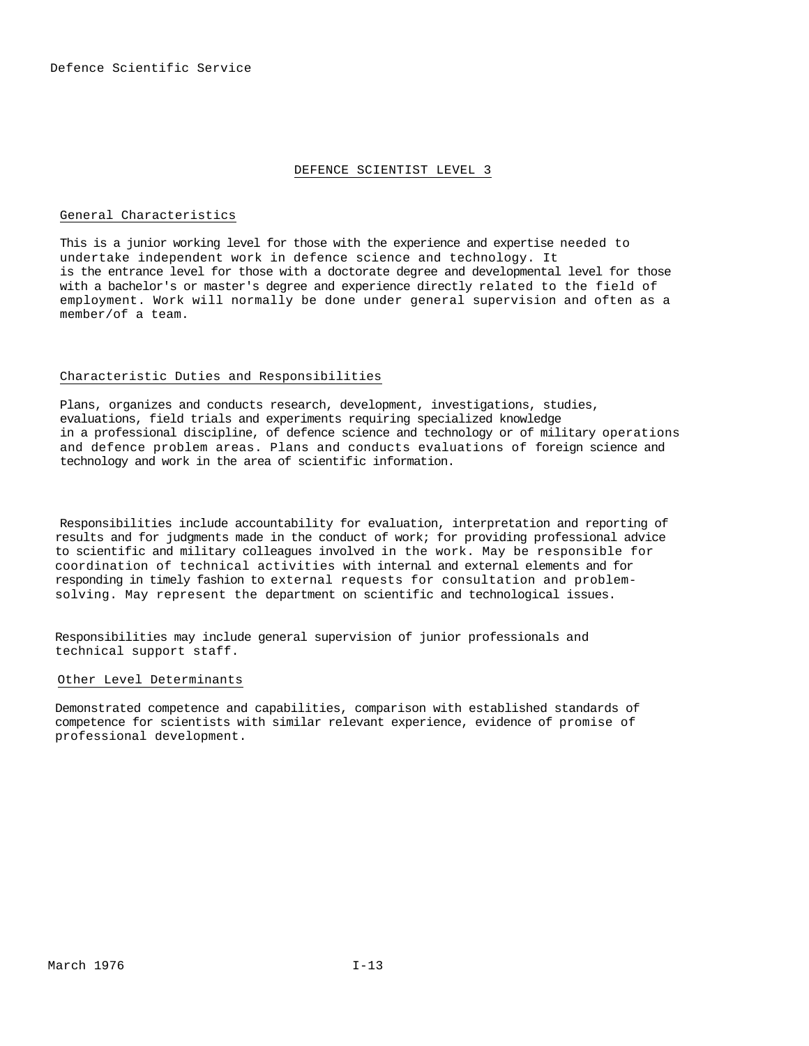# DEFENCE SCIENTIST LEVEL 3

## General Characteristics

This is a junior working level for those with the experience and expertise needed to undertake independent work in defence science and technology. It is the entrance level for those with a doctorate degree and developmental level for those with a bachelor's or master's degree and experience directly related to the field of employment. Work will normally be done under general supervision and often as a member/of a team.

## Characteristic Duties and Responsibilities

Plans, organizes and conducts research, development, investigations, studies, evaluations, field trials and experiments requiring specialized knowledge in a professional discipline, of defence science and technology or of military operations and defence problem areas. Plans and conducts evaluations of foreign science and technology and work in the area of scientific information.

Responsibilities include accountability for evaluation, interpretation and reporting of results and for judgments made in the conduct of work; for providing professional advice to scientific and military colleagues involved in the work. May be responsible for coordination of technical activities with internal and external elements and for responding in timely fashion to external requests for consultation and problem-solving. May represent the department on scientific and technological issues.

Responsibilities may include general supervision of junior professionals and technical support staff.

## Other Level Determinants

Demonstrated competence and capabilities, comparison with established standards of competence for scientists with similar relevant experience, evidence of promise of professional development.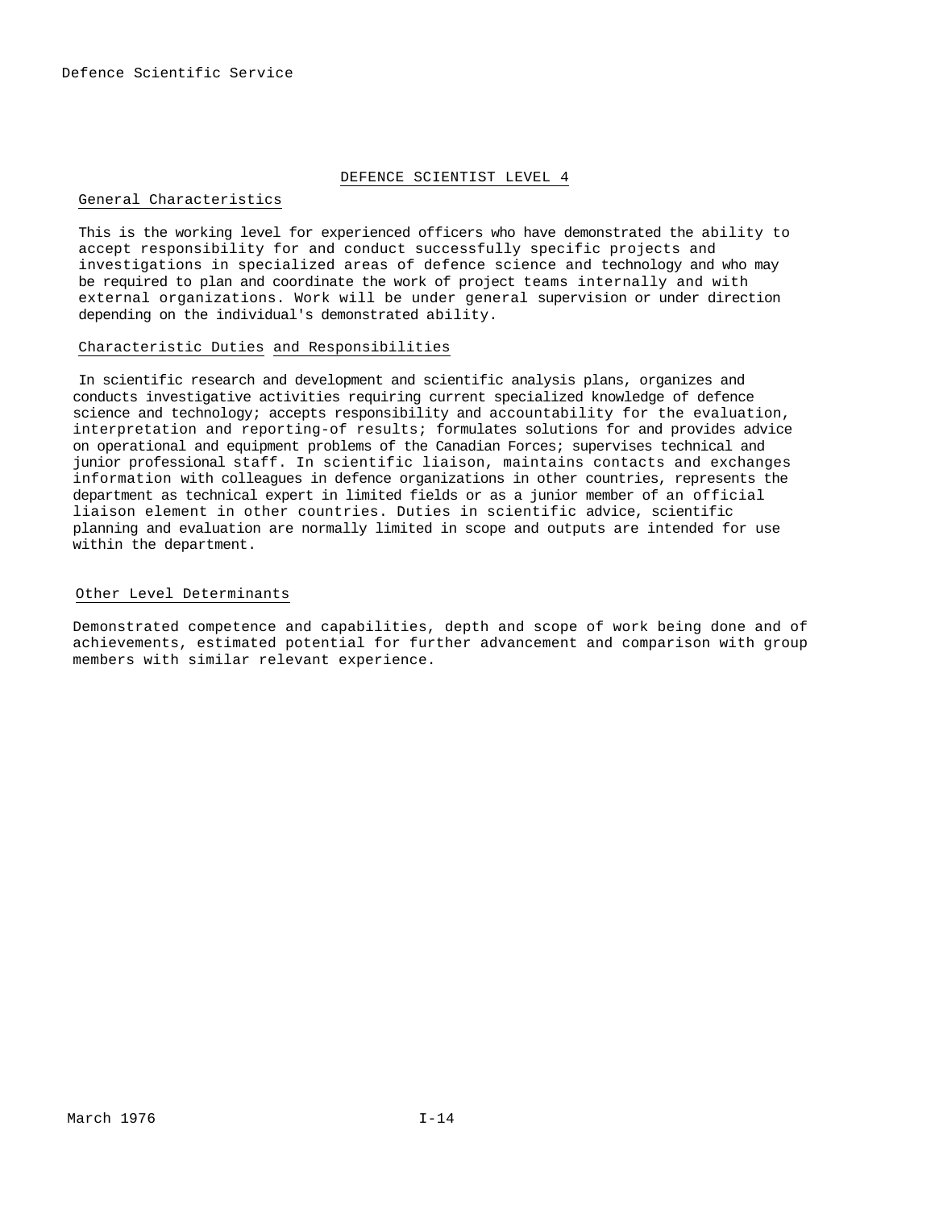## DEFENCE SCIENTIST LEVEL 4

### General Characteristics

This is the working level for experienced officers who have demonstrated the ability to accept responsibility for and conduct successfully specific projects and investigations in specialized areas of defence science and technology and who may be required to plan and coordinate the work of project teams internally and with external organizations. Work will be under general supervision or under direction depending on the individual's demonstrated ability.

### Characteristic Duties and Responsibilities

In scientific research and development and scientific analysis plans, organizes and conducts investigative activities requiring current specialized knowledge of defence science and technology; accepts responsibility and accountability for the evaluation, interpretation and reporting-of results; formulates solutions for and provides advice on operational and equipment problems of the Canadian Forces; supervises technical and junior professional staff. In scientific liaison, maintains contacts and exchanges information with colleagues in defence organizations in other countries, represents the department as technical expert in limited fields or as a junior member of an official liaison element in other countries. Duties in scientific advice, scientific planning and evaluation are normally limited in scope and outputs are intended for use within the department.

### Other Level Determinants

Demonstrated competence and capabilities, depth and scope of work being done and of achievements, estimated potential for further advancement and comparison with group members with similar relevant experience.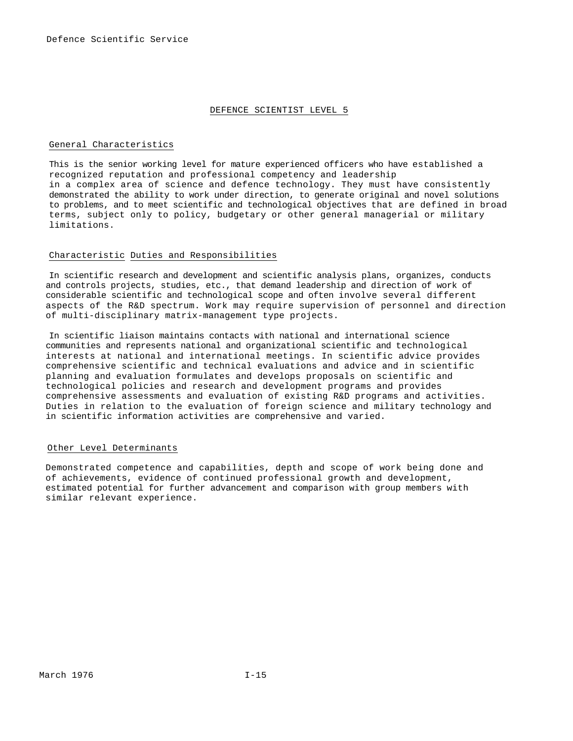# DEFENCE SCIENTIST LEVEL 5

## General Characteristics

This is the senior working level for mature experienced officers who have established a recognized reputation and professional competency and leadership in a complex area of science and defence technology. They must have consistently demonstrated the ability to work under direction, to generate original and novel solutions to problems, and to meet scientific and technological objectives that are defined in broad terms, subject only to policy, budgetary or other general managerial or military limitations.

## Characteristic Duties and Responsibilities

In scientific research and development and scientific analysis plans, organizes, conducts and controls projects, studies, etc., that demand leadership and direction of work of considerable scientific and technological scope and often involve several different aspects of the R&D spectrum. Work may require supervision of personnel and direction of multi-disciplinary matrix-management type projects.

In scientific liaison maintains contacts with national and international science communities and represents national and organizational scientific and technological interests at national and international meetings. In scientific advice provides comprehensive scientific and technical evaluations and advice and in scientific planning and evaluation formulates and develops proposals on scientific and technological policies and research and development programs and provides comprehensive assessments and evaluation of existing R&D programs and activities. Duties in relation to the evaluation of foreign science and military technology and in scientific information activities are comprehensive and varied.

## Other Level Determinants

Demonstrated competence and capabilities, depth and scope of work being done and of achievements, evidence of continued professional growth and development, estimated potential for further advancement and comparison with group members with similar relevant experience.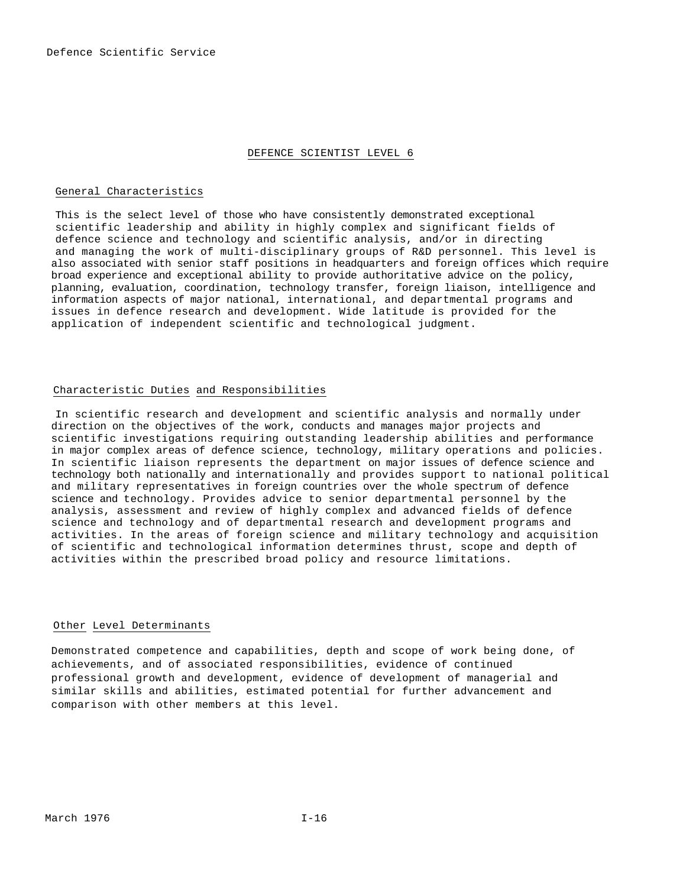# DEFENCE SCIENTIST LEVEL 6

## General Characteristics

This is the select level of those who have consistently demonstrated exceptional scientific leadership and ability in highly complex and significant fields of defence science and technology and scientific analysis, and/or in directing and managing the work of multi-disciplinary groups of R&D personnel. This level is also associated with senior staff positions in headquarters and foreign offices which require broad experience and exceptional ability to provide authoritative advice on the policy, planning, evaluation, coordination, technology transfer, foreign liaison, intelligence and information aspects of major national, international, and departmental programs and issues in defence research and development. Wide latitude is provided for the application of independent scientific and technological judgment.

## Characteristic Duties and Responsibilities

In scientific research and development and scientific analysis and normally under direction on the objectives of the work, conducts and manages major projects and scientific investigations requiring outstanding leadership abilities and performance in major complex areas of defence science, technology, military operations and policies. In scientific liaison represents the department on major issues of defence science and technology both nationally and internationally and provides support to national political and military representatives in foreign countries over the whole spectrum of defence science and technology. Provides advice to senior departmental personnel by the analysis, assessment and review of highly complex and advanced fields of defence science and technology and of departmental research and development programs and activities. In the areas of foreign science and military technology and acquisition of scientific and technological information determines thrust, scope and depth of activities within the prescribed broad policy and resource limitations.

## Other Level Determinants

Demonstrated competence and capabilities, depth and scope of work being done, of achievements, and of associated responsibilities, evidence of continued professional growth and development, evidence of development of managerial and similar skills and abilities, estimated potential for further advancement and comparison with other members at this level.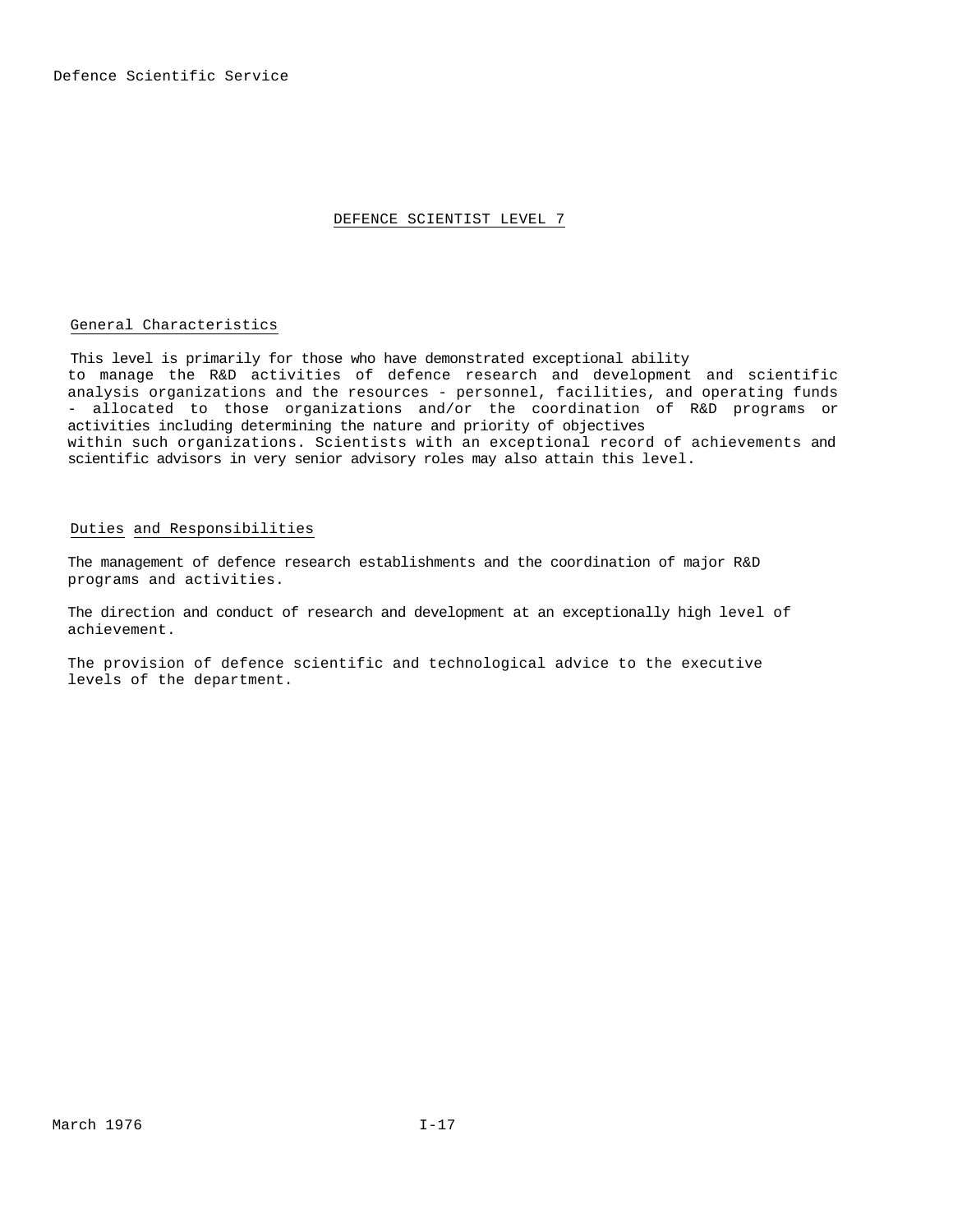# DEFENCE SCIENTIST LEVEL 7

## General Characteristics

This level is primarily for those who have demonstrated exceptional ability to manage the R&D activities of defence research and development and scientific analysis organizations and the resources - personnel, facilities, and operating funds - allocated to those organizations and/or the coordination of R&D programs or activities including determining the nature and priority of objectives within such organizations. Scientists with an exceptional record of achievements and scientific advisors in very senior advisory roles may also attain this level.

## Duties and Responsibilities

The management of defence research establishments and the coordination of major R&D programs and activities.

The direction and conduct of research and development at an exceptionally high level of achievement.

The provision of defence scientific and technological advice to the executive levels of the department.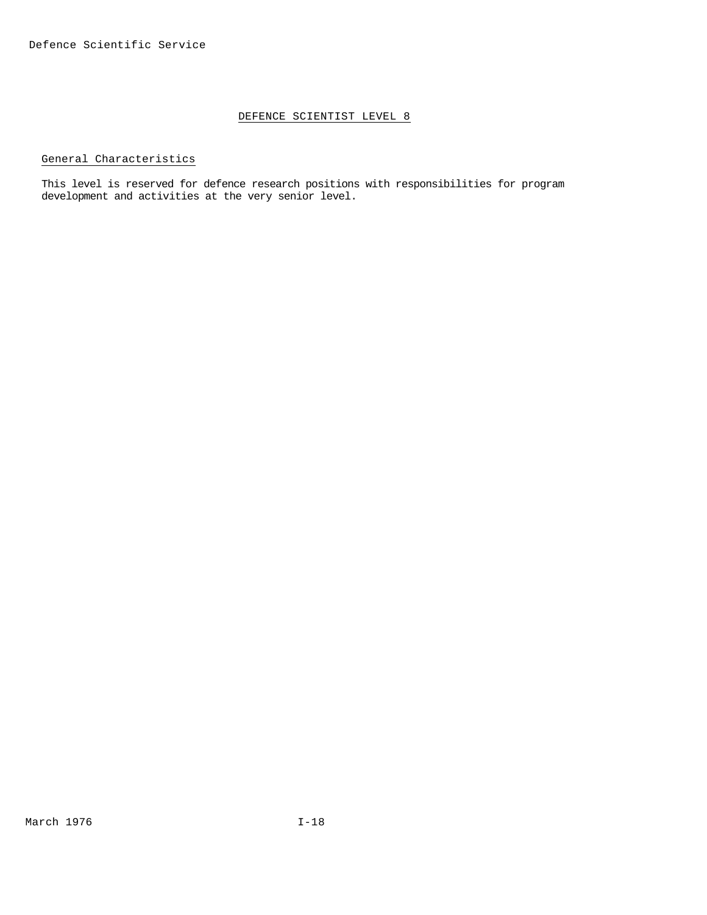## DEFENCE SCIENTIST LEVEL 8

### General Characteristics

This level is reserved for defence research positions with responsibilities for program development and activities at the very senior level.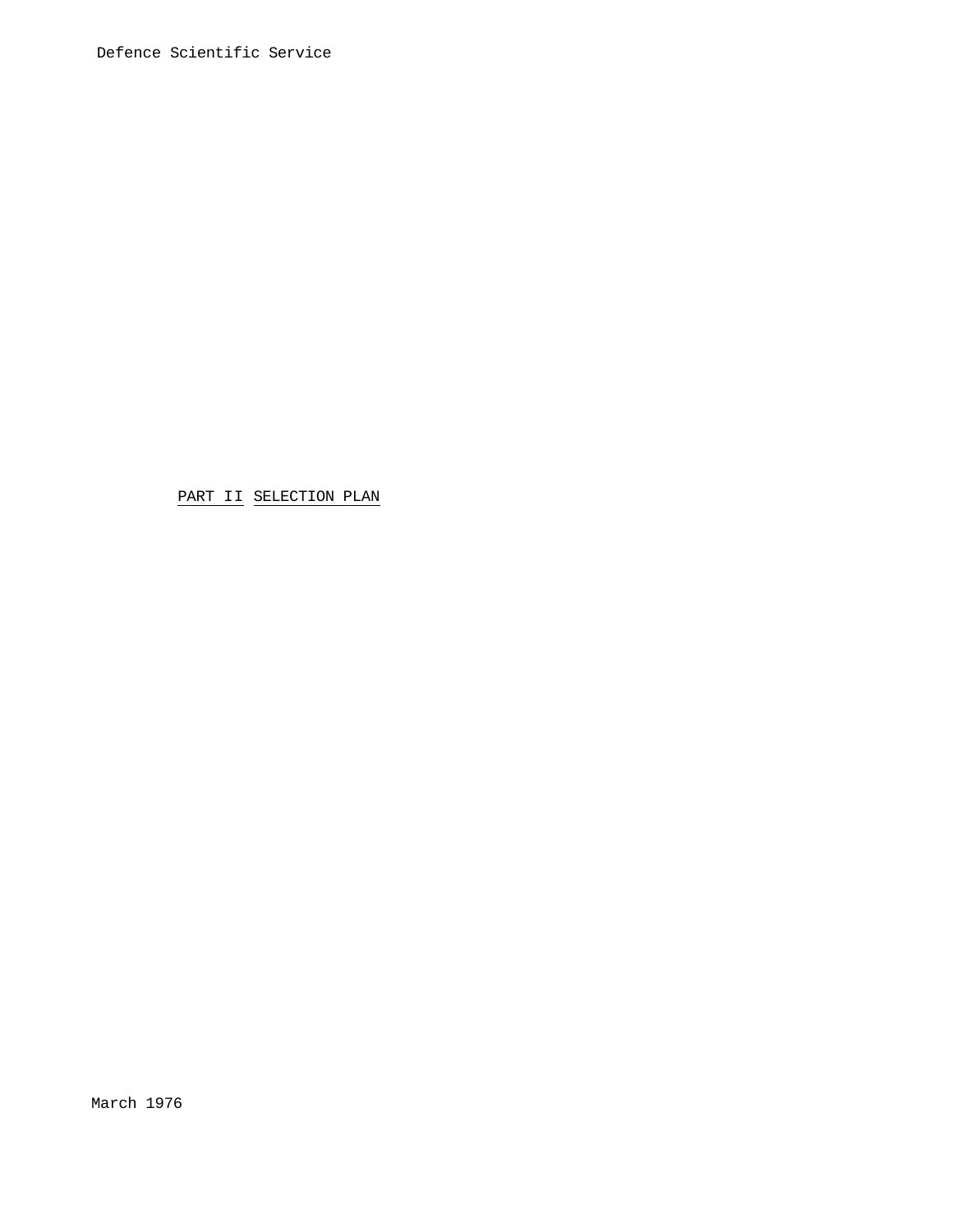Defence Scientific Service

## PART II SELECTION PLAN

March 1976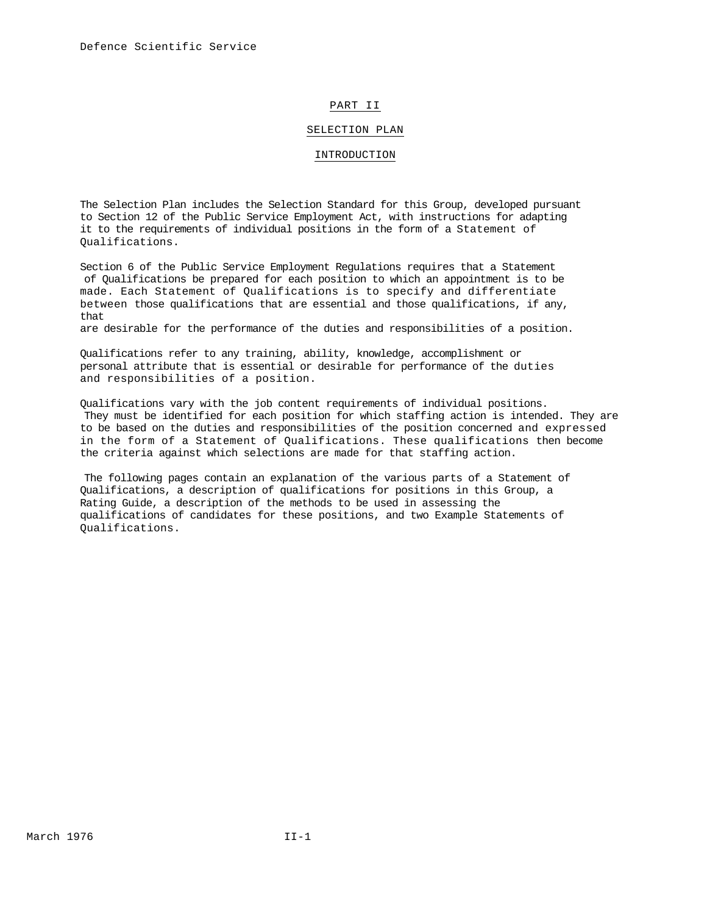# PART II

## SELECTION PLAN

### INTRODUCTION

The Selection Plan includes the Selection Standard for this Group, developed pursuant to Section 12 of the Public Service Employment Act, with instructions for adapting it to the requirements of individual positions in the form of a Statement of Qualifications.

Section 6 of the Public Service Employment Regulations requires that a Statement of Qualifications be prepared for each position to which an appointment is to be made. Each Statement of Qualifications is to specify and differentiate between those qualifications that are essential and those qualifications, if any, that are desirable for the performance of the duties and responsibilities of a position.

Qualifications refer to any training, ability, knowledge, accomplishment or personal attribute that is essential or desirable for performance of the duties and responsibilities of a position.

Qualifications vary with the job content requirements of individual positions. They must be identified for each position for which staffing action is intended. They are to be based on the duties and responsibilities of the position concerned and expressed in the form of a Statement of Qualifications. These qualifications then become the criteria against which selections are made for that staffing action.

The following pages contain an explanation of the various parts of a Statement of Qualifications, a description of qualifications for positions in this Group, a Rating Guide, a description of the methods to be used in assessing the qualifications of candidates for these positions, and two Example Statements of Qualifications.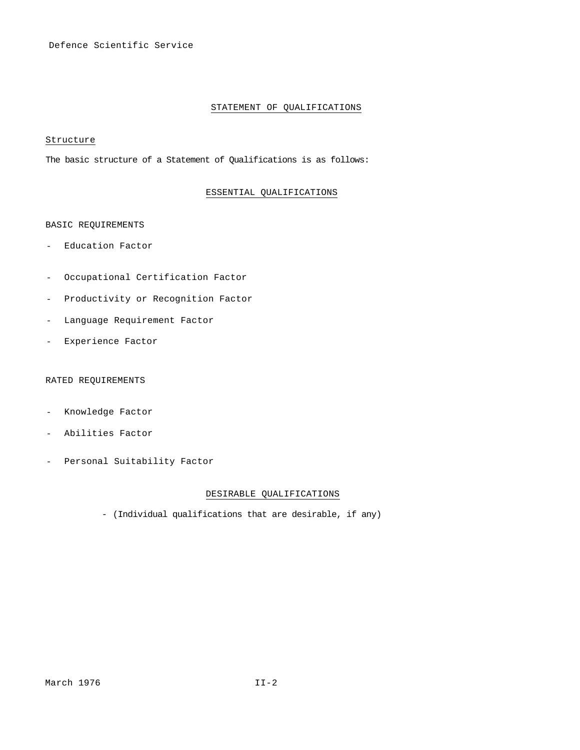## STATEMENT OF QUALIFICATIONS

### Structure

The basic structure of a Statement of Qualifications is as follows:

### ESSENTIAL QUALIFICATIONS

BASIC REQUIREMENTS

- Education Factor
- Occupational Certification Factor
- Productivity or Recognition Factor
- Language Requirement Factor
- Experience Factor

RATED REQUIREMENTS

- Knowledge Factor
- Abilities Factor
- Personal Suitability Factor

### DESIRABLE QUALIFICATIONS

- (Individual qualifications that are desirable, if any)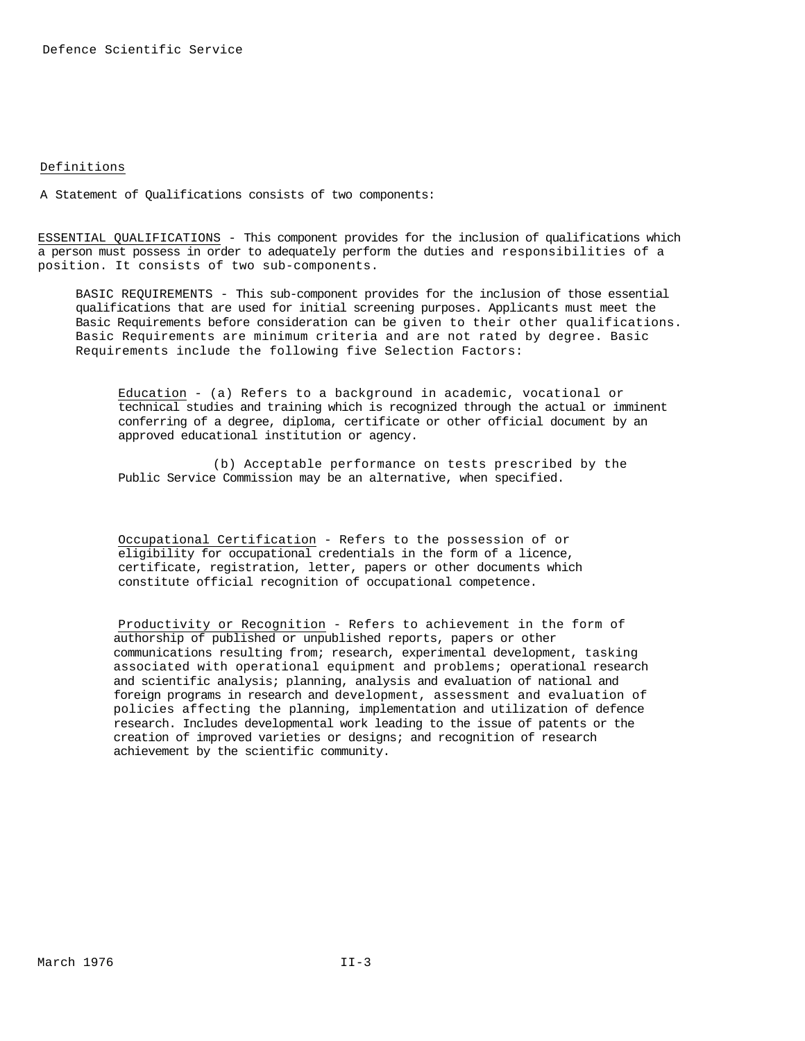Defence Scientific Service

## Definitions

A Statement of Qualifications consists of two components:

ESSENTIAL QUALIFICATIONS - This component provides for the inclusion of qualifications which a person must possess in order to adequately perform the duties and responsibilities of a position. It consists of two sub-components.

BASIC REQUIREMENTS - This sub-component provides for the inclusion of those essential qualifications that are used for initial screening purposes. Applicants must meet the Basic Requirements before consideration can be given to their other qualifications. Basic Requirements are minimum criteria and are not rated by degree. Basic Requirements include the following five Selection Factors:

Education - (a) Refers to a background in academic, vocational or technical studies and training which is recognized through the actual or imminent conferring of a degree, diploma, certificate or other official document by an approved educational institution or agency.

(b) Acceptable performance on tests prescribed by the Public Service Commission may be an alternative, when specified.

Occupational Certification - Refers to the possession of or eligibility for occupational credentials in the form of a licence, certificate, registration, letter, papers or other documents which constitute official recognition of occupational competence.

Productivity or Recognition - Refers to achievement in the form of authorship of published or unpublished reports, papers or other communications resulting from; research, experimental development, tasking associated with operational equipment and problems; operational research and scientific analysis; planning, analysis and evaluation of national and foreign programs in research and development, assessment and evaluation of policies affecting the planning, implementation and utilization of defence research. Includes developmental work leading to the issue of patents or the creation of improved varieties or designs; and recognition of research achievement by the scientific community.

March 1976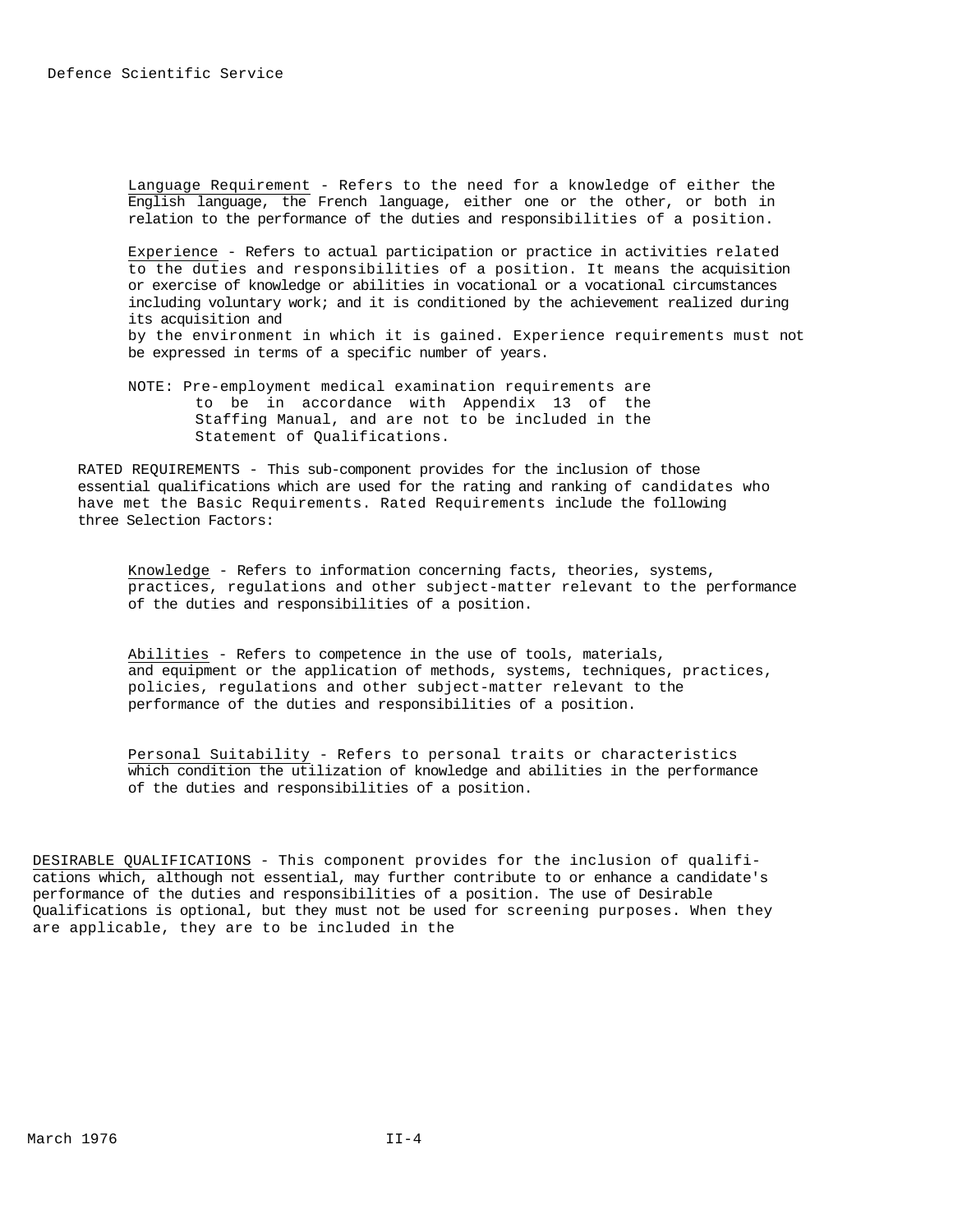Language Requirement - Refers to the need for a knowledge of either the English language, the French language, either one or the other, or both in relation to the performance of the duties and responsibilities of a position.

Experience - Refers to actual participation or practice in activities related to the duties and responsibilities of a position. It means the acquisition or exercise of knowledge or abilities in vocational or a vocational circumstances including voluntary work; and it is conditioned by the achievement realized during its acquisition and by the environment in which it is gained. Experience requirements must not be expressed in terms of a specific number of years.

NOTE: Pre-employment medical examination requirements are to be in accordance with Appendix 13 of the Staffing Manual, and are not to be included in the Statement of Qualifications.

RATED REQUIREMENTS - This sub-component provides for the inclusion of those essential qualifications which are used for the rating and ranking of candidates who have met the Basic Requirements. Rated Requirements include the following three Selection Factors:

Knowledge - Refers to information concerning facts, theories, systems, practices, regulations and other subject-matter relevant to the performance of the duties and responsibilities of a position.

Abilities - Refers to competence in the use of tools, materials, and equipment or the application of methods, systems, techniques, practices, policies, regulations and other subject-matter relevant to the performance of the duties and responsibilities of a position.

Personal Suitability - Refers to personal traits or characteristics which condition the utilization of knowledge and abilities in the performance of the duties and responsibilities of a position.

DESIRABLE QUALIFICATIONS - This component provides for the inclusion of qualifications which, although not essential, may further contribute to or enhance a candidate's performance of the duties and responsibilities of a position. The use of Desirable Qualifications is optional, but they must not be used for screening purposes. When they are applicable, they are to be included in the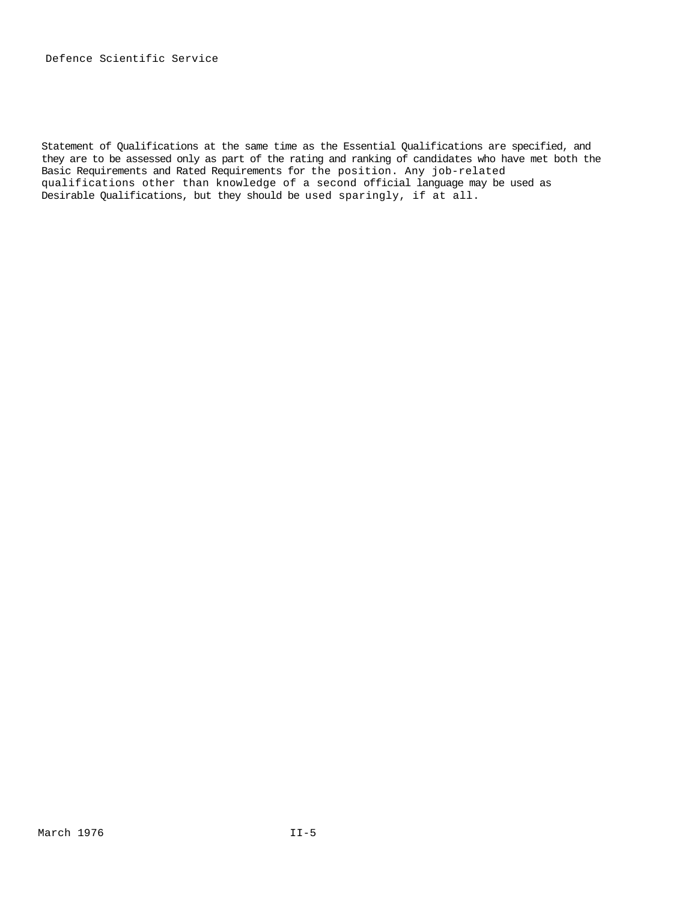Statement of Qualifications at the same time as the Essential Qualifications are specified, and they are to be assessed only as part of the rating and ranking of candidates who have met both the Basic Requirements and Rated Requirements for the position. Any job-related qualifications other than knowledge of a second official language may be used as Desirable Qualifications, but they should be used sparingly, if at all.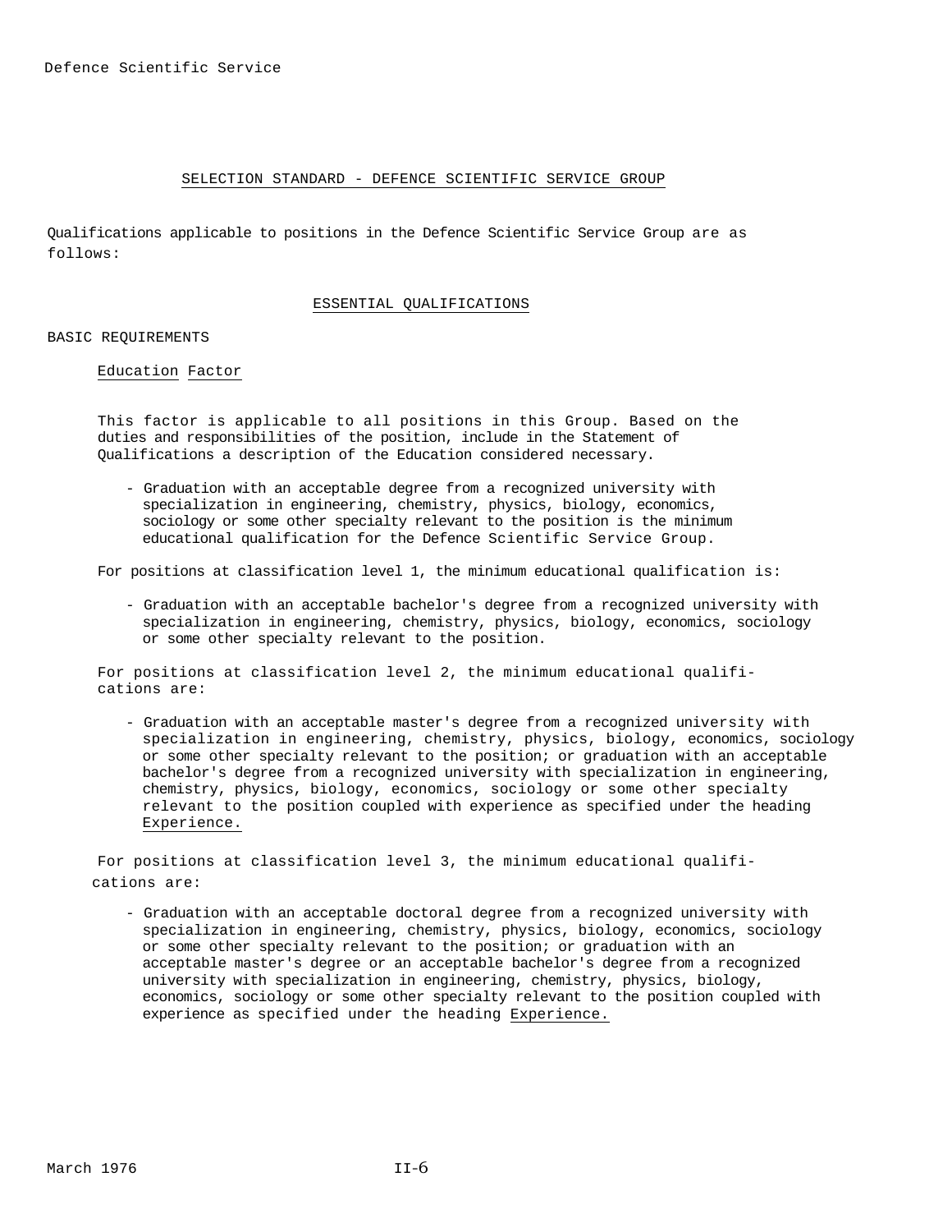## SELECTION STANDARD - DEFENCE SCIENTIFIC SERVICE GROUP

Qualifications applicable to positions in the Defence Scientific Service Group are as follows:

### ESSENTIAL QUALIFICATIONS

BASIC REQUIREMENTS

Education Factor

This factor is applicable to all positions in this Group. Based on the duties and responsibilities of the position, include in the Statement of Qualifications a description of the Education considered necessary.

- Graduation with an acceptable degree from a recognized university with specialization in engineering, chemistry, physics, biology, economics, sociology or some other specialty relevant to the position is the minimum educational qualification for the Defence Scientific Service Group.

For positions at classification level 1, the minimum educational qualification is:

- Graduation with an acceptable bachelor's degree from a recognized university with specialization in engineering, chemistry, physics, biology, economics, sociology or some other specialty relevant to the position.

For positions at classification level 2, the minimum educational qualifications are:

- Graduation with an acceptable master's degree from a recognized university with specialization in engineering, chemistry, physics, biology, economics, sociology or some other specialty relevant to the position; or graduation with an acceptable bachelor's degree from a recognized university with specialization in engineering, chemistry, physics, biology, economics, sociology or some other specialty relevant to the position coupled with experience as specified under the heading Experience.

For positions at classification level 3, the minimum educational qualifications are:

- Graduation with an acceptable doctoral degree from a recognized university with specialization in engineering, chemistry, physics, biology, economics, sociology or some other specialty relevant to the position; or graduation with an acceptable master's degree or an acceptable bachelor's degree from a recognized university with specialization in engineering, chemistry, physics, biology, economics, sociology or some other specialty relevant to the position coupled with experience as specified under the heading Experience.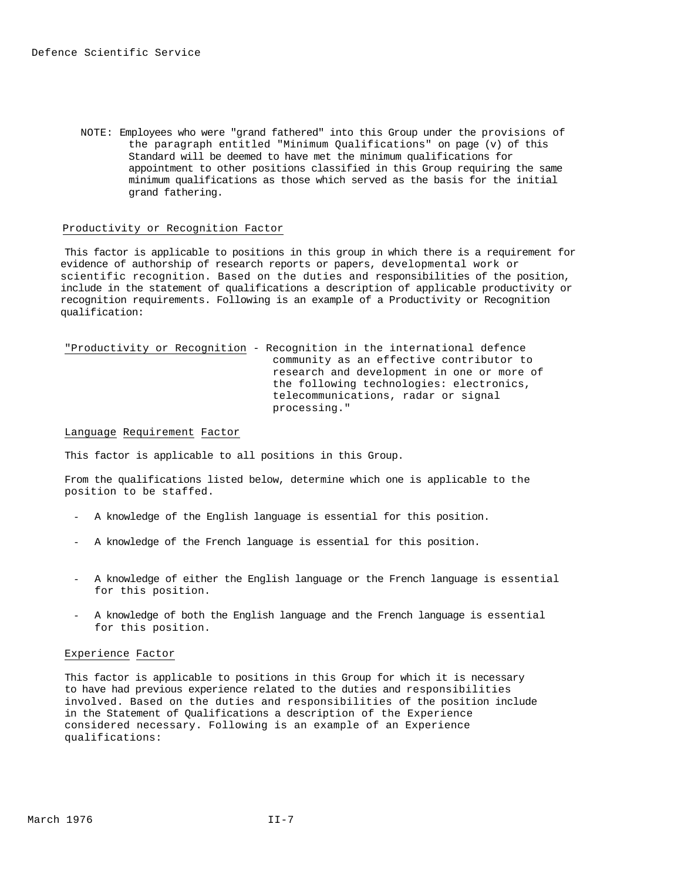NOTE: Employees who were "grand fathered" into this Group under the provisions of the paragraph entitled "Minimum Qualifications" on page (v) of this Standard will be deemed to have met the minimum qualifications for appointment to other positions classified in this Group requiring the same minimum qualifications as those which served as the basis for the initial grand fathering.

<u>Productivity or Recognition Factor</u>

This factor is applicable to positions in this group in which there is a requirement for evidence of authorship of research reports or papers, developmental work or scientific recognition. Based on the duties and responsibilities of the position, include in the statement of qualifications a description of applicable productivity or recognition requirements. Following is an example of a Productivity or Recognition qualification:

"<u>Productivity or Recognition</u> - Recognition in the international defence community as an effective contributor to research and development in one or more of the following technologies: electronics, telecommunications, radar or signal processing."

<u>Language Requirement Factor</u>

This factor is applicable to all positions in this Group.

From the qualifications listed below, determine which one is applicable to the position to be staffed.

- A knowledge of the English language is essential for this position.
- A knowledge of the French language is essential for this position.
- A knowledge of either the English language or the French language is essential for this position.
- A knowledge of both the English language and the French language is essential for this position.

<u>Experience Factor</u>

This factor is applicable to positions in this Group for which it is necessary to have had previous experience related to the duties and responsibilities involved. Based on the duties and responsibilities of the position include in the Statement of Qualifications a description of the Experience considered necessary. Following is an example of an Experience qualifications: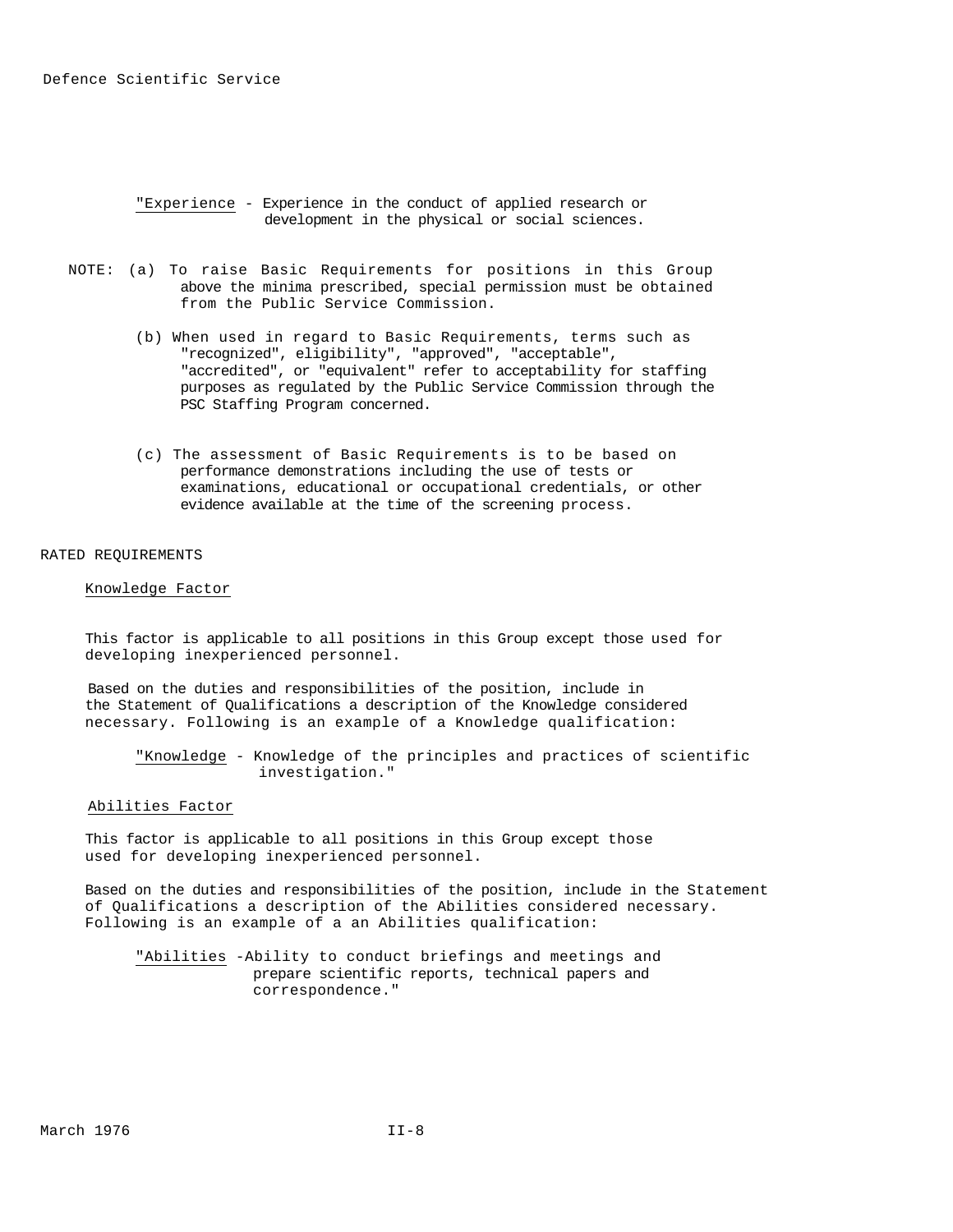"Experience - Experience in the conduct of applied research or development in the physical or social sciences.

NOTE: (a) To raise Basic Requirements for positions in this Group above the minima prescribed, special permission must be obtained from the Public Service Commission.

(b) When used in regard to Basic Requirements, terms such as "recognized", eligibility", "approved", "acceptable", "accredited", or "equivalent" refer to acceptability for staffing purposes as regulated by the Public Service Commission through the PSC Staffing Program concerned.

(c) The assessment of Basic Requirements is to be based on performance demonstrations including the use of tests or examinations, educational or occupational credentials, or other evidence available at the time of the screening process.

RATED REQUIREMENTS

Knowledge Factor

This factor is applicable to all positions in this Group except those used for developing inexperienced personnel.

Based on the duties and responsibilities of the position, include in the Statement of Qualifications a description of the Knowledge considered necessary. Following is an example of a Knowledge qualification:

"Knowledge - Knowledge of the principles and practices of scientific investigation."

Abilities Factor

This factor is applicable to all positions in this Group except those used for developing inexperienced personnel.

Based on the duties and responsibilities of the position, include in the Statement of Qualifications a description of the Abilities considered necessary. Following is an example of a an Abilities qualification:

"Abilities -Ability to conduct briefings and meetings and prepare scientific reports, technical papers and correspondence."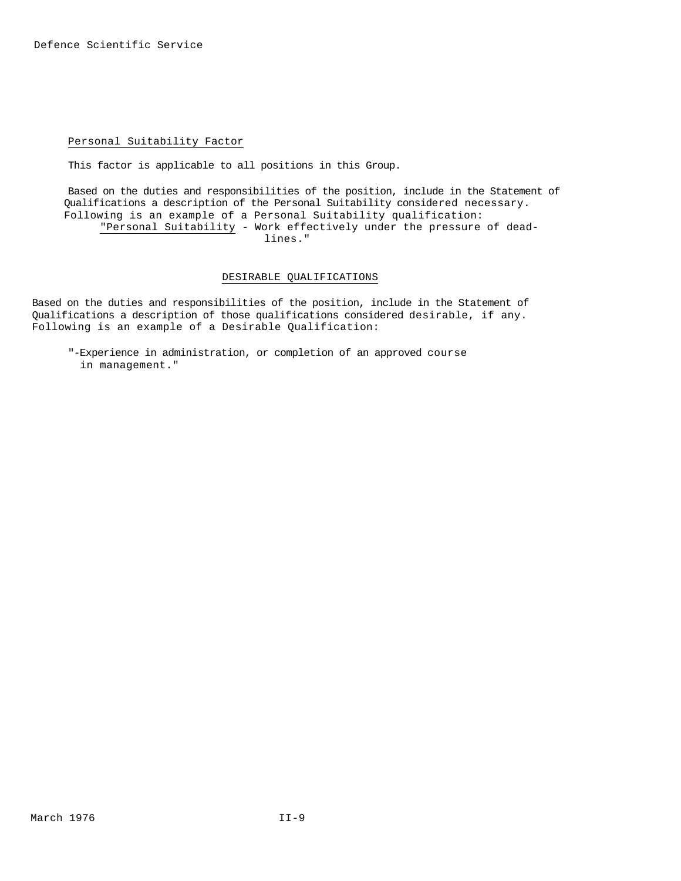## Personal Suitability Factor

This factor is applicable to all positions in this Group.

Based on the duties and responsibilities of the position, include in the Statement of Qualifications a description of the Personal Suitability considered necessary. Following is an example of a Personal Suitability qualification:

"Personal Suitability - Work effectively under the pressure of deadlines."

## DESIRABLE QUALIFICATIONS

Based on the duties and responsibilities of the position, include in the Statement of Qualifications a description of those qualifications considered desirable, if any. Following is an example of a Desirable Qualification:

"-Experience in administration, or completion of an approved course in management."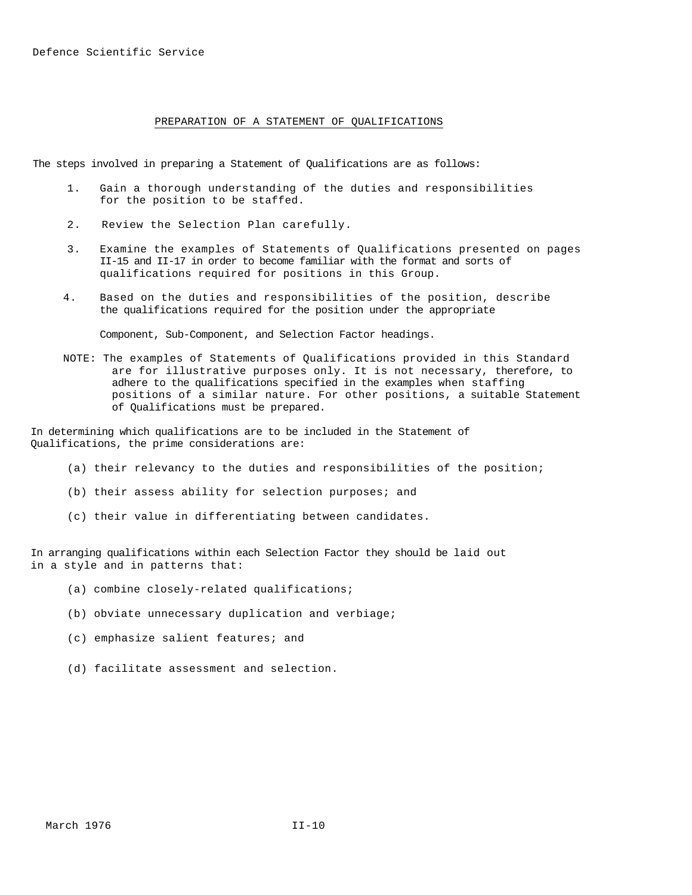## PREPARATION OF A STATEMENT OF QUALIFICATIONS

The steps involved in preparing a Statement of Qualifications are as follows:

1. Gain a thorough understanding of the duties and responsibilities for the position to be staffed.

2. Review the Selection Plan carefully.

3. Examine the examples of Statements of Qualifications presented on pages II-15 and II-17 in order to become familiar with the format and sorts of qualifications required for positions in this Group.

4. Based on the duties and responsibilities of the position, describe the qualifications required for the position under the appropriate

   Component, Sub-Component, and Selection Factor headings.

NOTE: The examples of Statements of Qualifications provided in this Standard are for illustrative purposes only. It is not necessary, therefore, to adhere to the qualifications specified in the examples when staffing positions of a similar nature. For other positions, a suitable Statement of Qualifications must be prepared.

In determining which qualifications are to be included in the Statement of Qualifications, the prime considerations are:

(a) their relevancy to the duties and responsibilities of the position;

(b) their assess ability for selection purposes; and

(c) their value in differentiating between candidates.

In arranging qualifications within each Selection Factor they should be laid out in a style and in patterns that:

(a) combine closely-related qualifications;

(b) obviate unnecessary duplication and verbiage;

(c) emphasize salient features; and

(d) facilitate assessment and selection.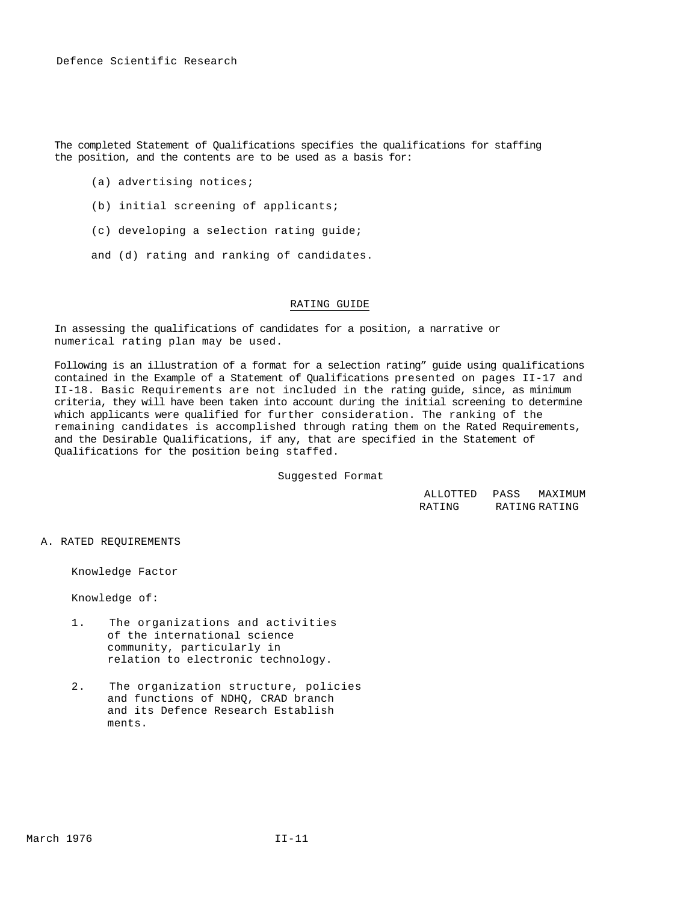The completed Statement of Qualifications specifies the qualifications for staffing the position, and the contents are to be used as a basis for:

(a) advertising notices;

(b) initial screening of applicants;

(c) developing a selection rating guide;

and (d) rating and ranking of candidates.

## RATING GUIDE

In assessing the qualifications of candidates for a position, a narrative or numerical rating plan may be used.

Following is an illustration of a format for a selection rating" guide using qualifications contained in the Example of a Statement of Qualifications presented on pages II-17 and II-18. Basic Requirements are not included in the rating guide, since, as minimum criteria, they will have been taken into account during the initial screening to determine which applicants were qualified for further consideration. The ranking of the remaining candidates is accomplished through rating them on the Rated Requirements, and the Desirable Qualifications, if any, that are specified in the Statement of Qualifications for the position being staffed.

Suggested Format

| | ALLOTTED RATING | PASS RATING | MAXIMUM RATING |
|---|---|---|---|
| **A. RATED REQUIREMENTS** | | | |
| Knowledge Factor | | | |
| Knowledge of: | | | |
| 1. The organizations and activities of the international science community, particularly in relation to electronic technology. | | | |
| 2. The organization structure, policies and functions of NDHQ, CRAD branch and its Defence Research Establish ments. | | | |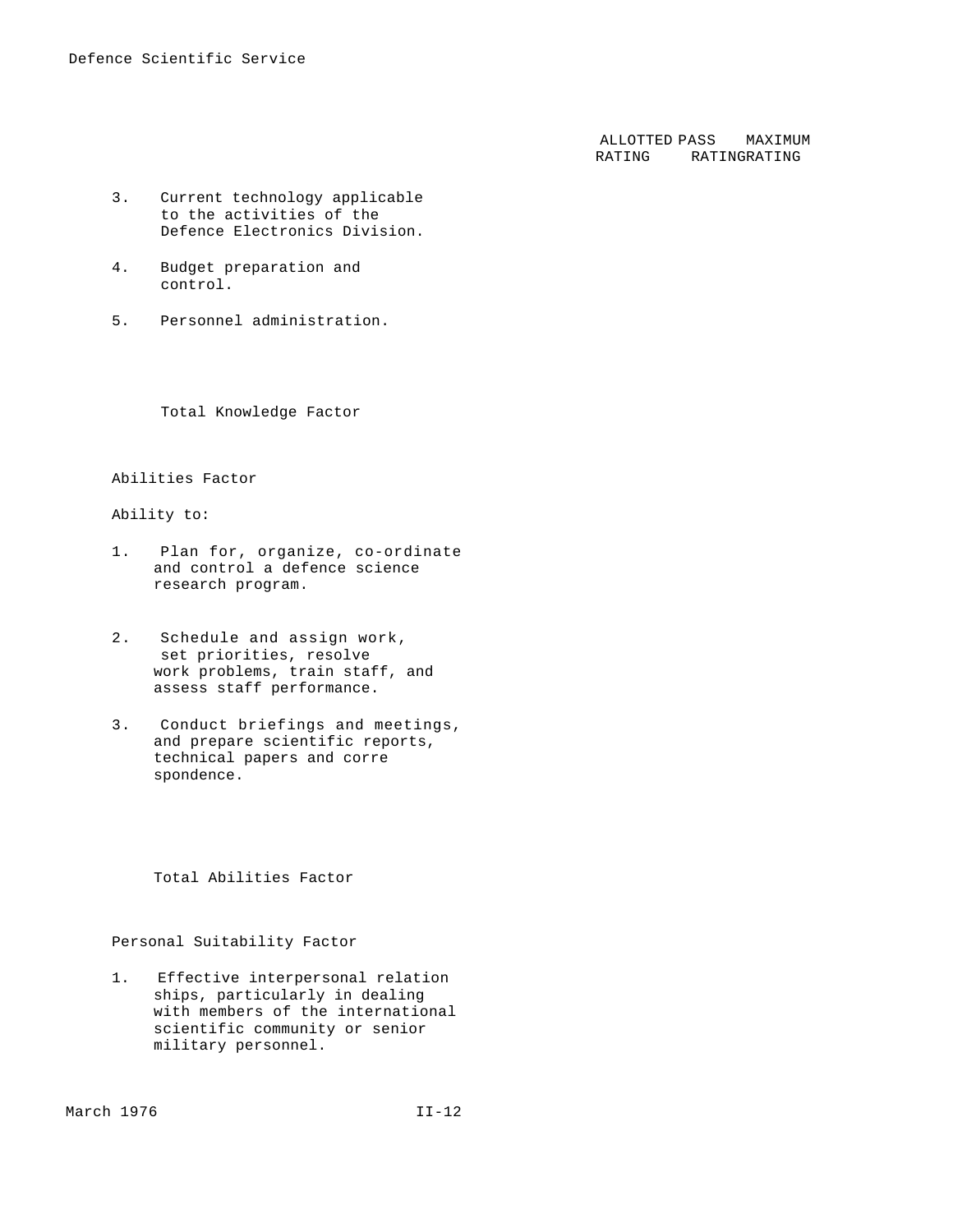| | ALLOTTED RATING | PASS RATING | MAXIMUM RATING |
|---|---|---|---|
| 3. Current technology applicable to the activities of the Defence Electronics Division. | | | |
| 4. Budget preparation and control. | | | |
| 5. Personnel administration. | | | |
| Total Knowledge Factor | | | |

Abilities Factor

Ability to:

| | ALLOTTED RATING | PASS RATING | MAXIMUM RATING |
|---|---|---|---|
| 1. Plan for, organize, co-ordinate and control a defence science research program. | | | |
| 2. Schedule and assign work, set priorities, resolve work problems, train staff, and assess staff performance. | | | |
| 3. Conduct briefings and meetings, and prepare scientific reports, technical papers and correspondence. | | | |
| Total Abilities Factor | | | |

Personal Suitability Factor

| | ALLOTTED RATING | PASS RATING | MAXIMUM RATING |
|---|---|---|---|
| 1. Effective interpersonal relationships, particularly in dealing with members of the international scientific community or senior military personnel. | | | |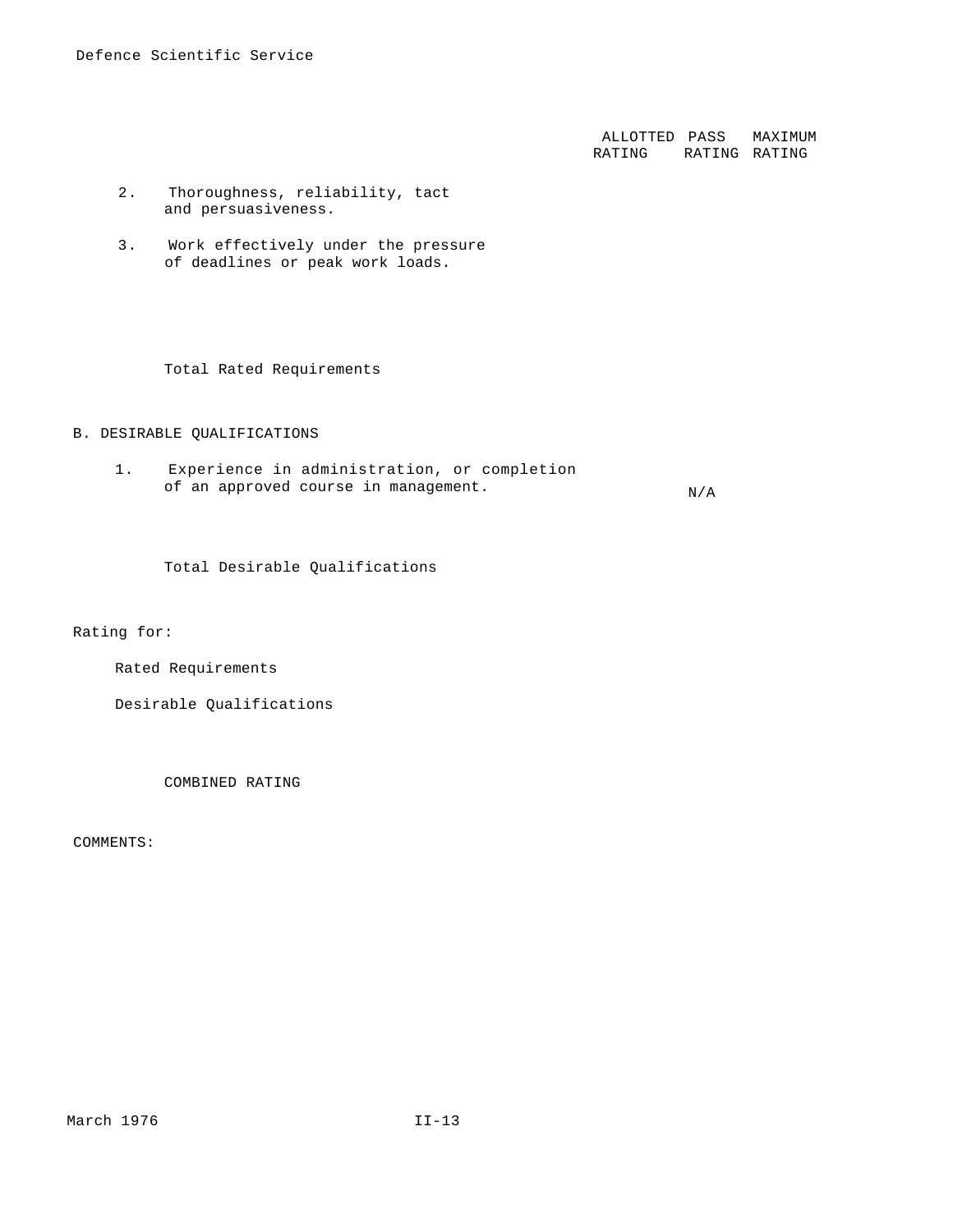| | ALLOTTED RATING | PASS RATING | MAXIMUM RATING |
|---|---|---|---|
| 2. Thoroughness, reliability, tact and persuasiveness. | | | |
| 3. Work effectively under the pressure of deadlines or peak work loads. | | | |
| Total Rated Requirements | | | |
| **B. DESIRABLE QUALIFICATIONS** | | | |
| 1. Experience in administration, or completion of an approved course in management. | | N/A | |
| Total Desirable Qualifications | | | |

Rating for:

Rated Requirements

Desirable Qualifications

COMBINED RATING

COMMENTS:

March 1976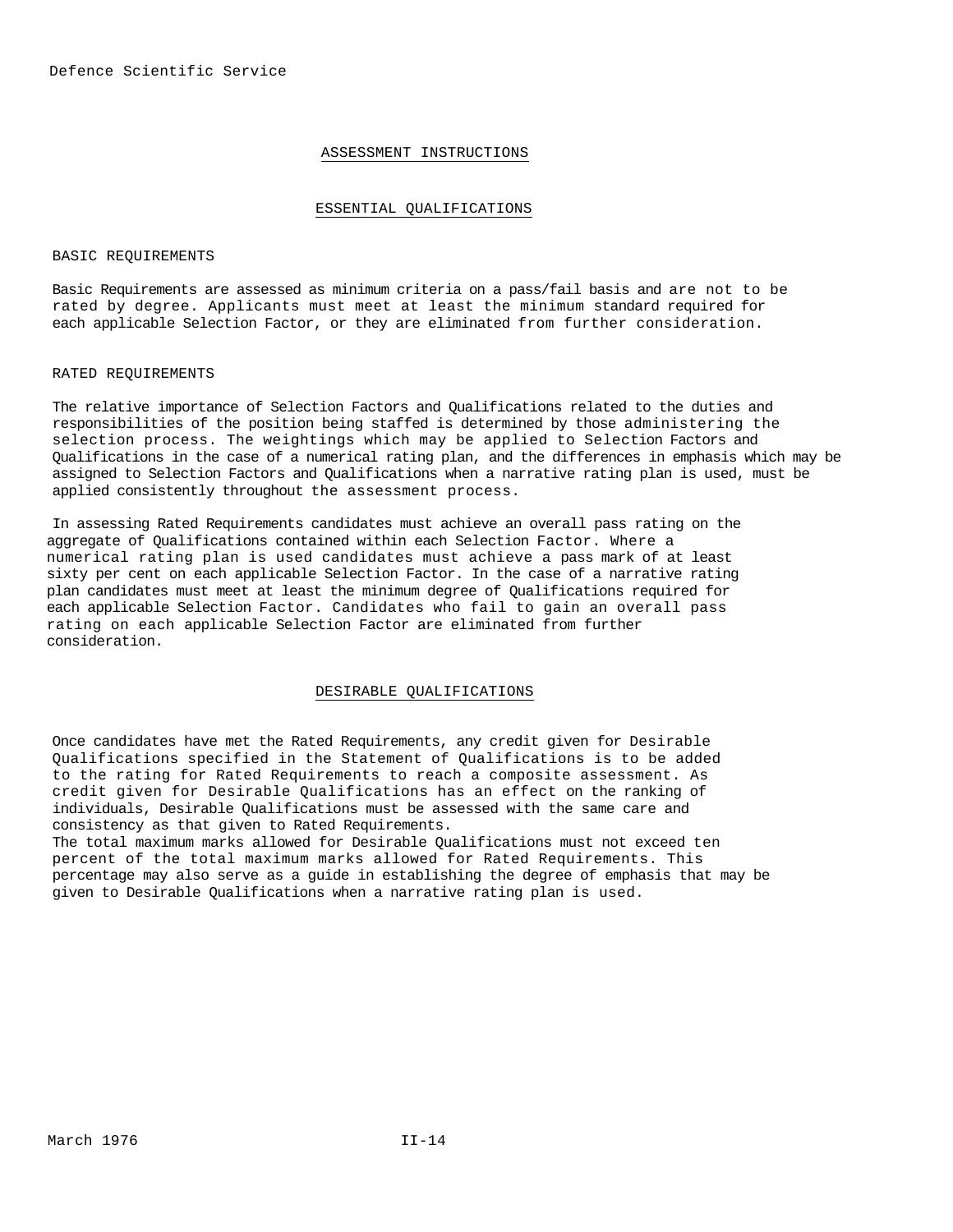## ASSESSMENT INSTRUCTIONS

## ESSENTIAL QUALIFICATIONS

### BASIC REQUIREMENTS

Basic Requirements are assessed as minimum criteria on a pass/fail basis and are not to be rated by degree. Applicants must meet at least the minimum standard required for each applicable Selection Factor, or they are eliminated from further consideration.

### RATED REQUIREMENTS

The relative importance of Selection Factors and Qualifications related to the duties and responsibilities of the position being staffed is determined by those administering the selection process. The weightings which may be applied to Selection Factors and Qualifications in the case of a numerical rating plan, and the differences in emphasis which may be assigned to Selection Factors and Qualifications when a narrative rating plan is used, must be applied consistently throughout the assessment process.

In assessing Rated Requirements candidates must achieve an overall pass rating on the aggregate of Qualifications contained within each Selection Factor. Where a numerical rating plan is used candidates must achieve a pass mark of at least sixty per cent on each applicable Selection Factor. In the case of a narrative rating plan candidates must meet at least the minimum degree of Qualifications required for each applicable Selection Factor. Candidates who fail to gain an overall pass rating on each applicable Selection Factor are eliminated from further consideration.

## DESIRABLE QUALIFICATIONS

Once candidates have met the Rated Requirements, any credit given for Desirable Qualifications specified in the Statement of Qualifications is to be added to the rating for Rated Requirements to reach a composite assessment. As credit given for Desirable Qualifications has an effect on the ranking of individuals, Desirable Qualifications must be assessed with the same care and consistency as that given to Rated Requirements.

The total maximum marks allowed for Desirable Qualifications must not exceed ten percent of the total maximum marks allowed for Rated Requirements. This percentage may also serve as a guide in establishing the degree of emphasis that may be given to Desirable Qualifications when a narrative rating plan is used.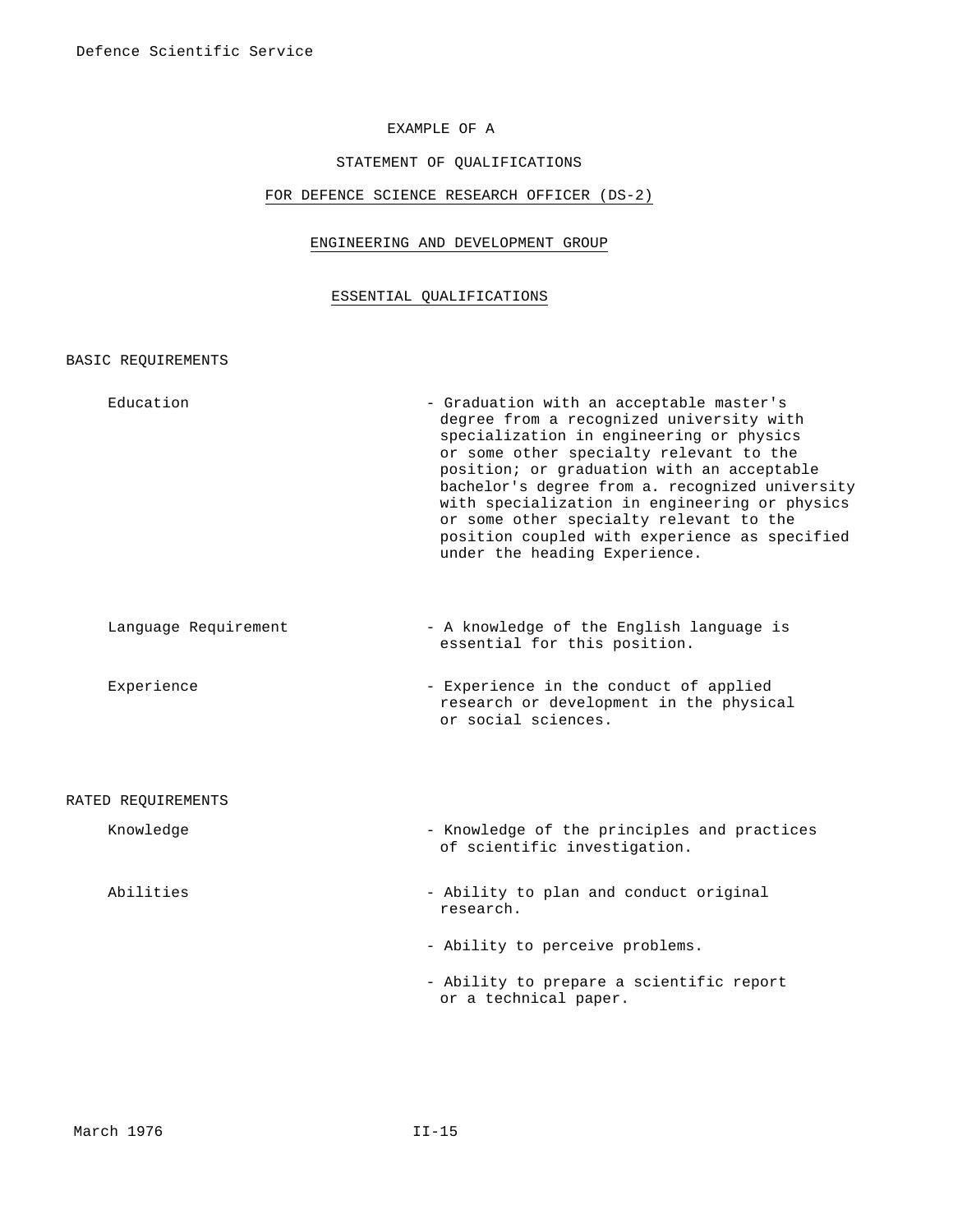EXAMPLE OF A

STATEMENT OF QUALIFICATIONS

FOR DEFENCE SCIENCE RESEARCH OFFICER (DS-2)

ENGINEERING AND DEVELOPMENT GROUP

ESSENTIAL QUALIFICATIONS

## BASIC REQUIREMENTS

| | |
|---|---|
| Education | - Graduation with an acceptable master's degree from a recognized university with specialization in engineering or physics or some other specialty relevant to the position; or graduation with an acceptable bachelor's degree from a. recognized university with specialization in engineering or physics or some other specialty relevant to the position coupled with experience as specified under the heading Experience. |
| Language Requirement | - A knowledge of the English language is essential for this position. |
| Experience | - Experience in the conduct of applied research or development in the physical or social sciences. |

## RATED REQUIREMENTS

| | |
|---|---|
| Knowledge | - Knowledge of the principles and practices of scientific investigation. |
| Abilities | - Ability to plan and conduct original research. |
| | - Ability to perceive problems. |
| | - Ability to prepare a scientific report or a technical paper. |

March 1976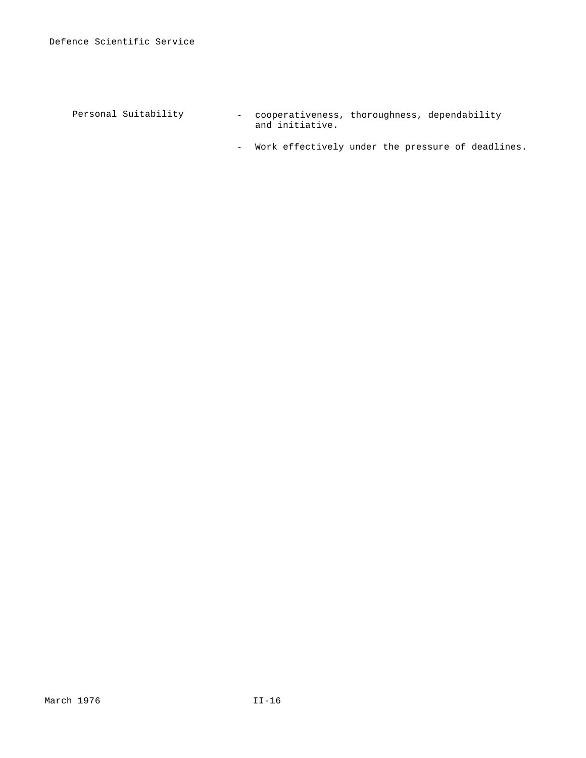| Personal Suitability | - cooperativeness, thoroughness, dependability and initiative. |
| --- | --- |
| | - Work effectively under the pressure of deadlines. |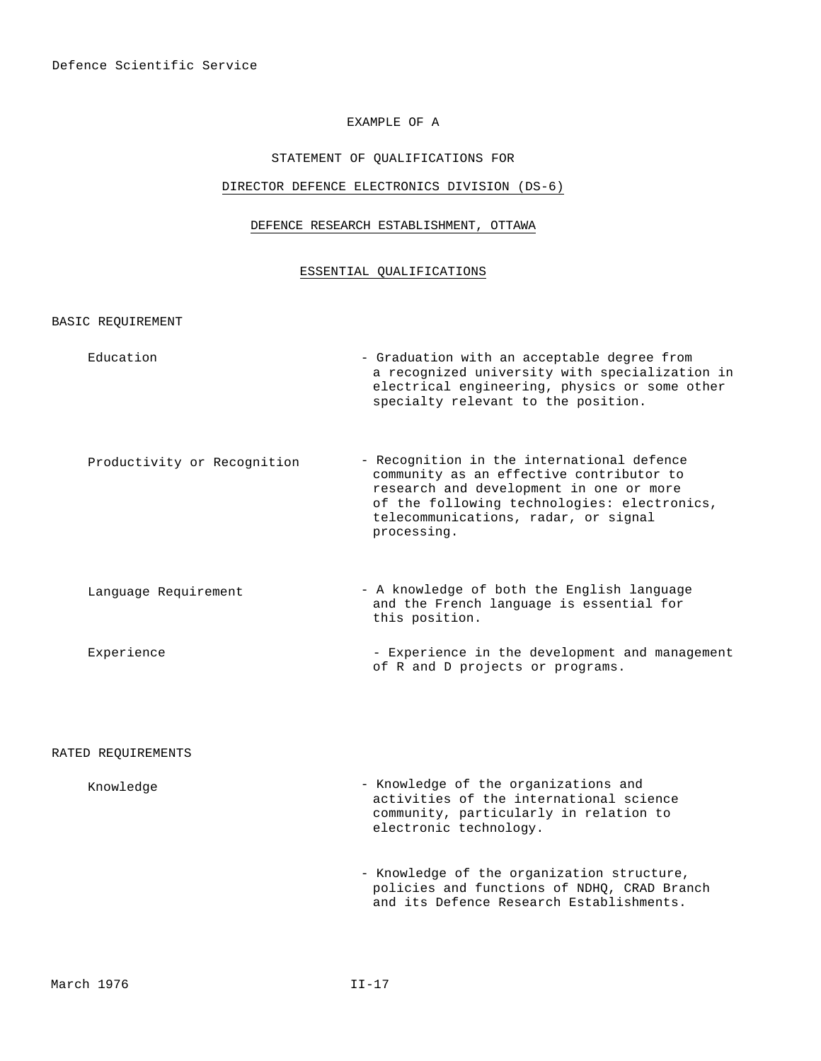EXAMPLE OF A

STATEMENT OF QUALIFICATIONS FOR

DIRECTOR DEFENCE ELECTRONICS DIVISION (DS-6)

DEFENCE RESEARCH ESTABLISHMENT, OTTAWA

## ESSENTIAL QUALIFICATIONS

### BASIC REQUIREMENT

| | |
|---|---|
| Education | - Graduation with an acceptable degree from a recognized university with specialization in electrical engineering, physics or some other specialty relevant to the position. |
| Productivity or Recognition | - Recognition in the international defence community as an effective contributor to research and development in one or more of the following technologies: electronics, telecommunications, radar, or signal processing. |
| Language Requirement | - A knowledge of both the English language and the French language is essential for this position. |
| Experience | - Experience in the development and management of R and D projects or programs. |

### RATED REQUIREMENTS

| | |
|---|---|
| Knowledge | - Knowledge of the organizations and activities of the international science community, particularly in relation to electronic technology. |
| | - Knowledge of the organization structure, policies and functions of NDHQ, CRAD Branch and its Defence Research Establishments. |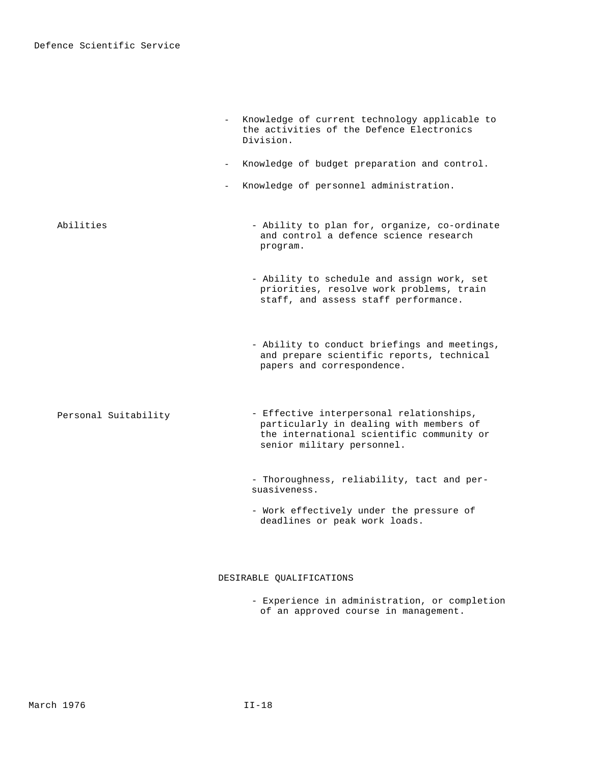- Knowledge of current technology applicable to the activities of the Defence Electronics Division.
- Knowledge of budget preparation and control.
- Knowledge of personnel administration.

**Abilities**

- Ability to plan for, organize, co-ordinate and control a defence science research program.
- Ability to schedule and assign work, set priorities, resolve work problems, train staff, and assess staff performance.
- Ability to conduct briefings and meetings, and prepare scientific reports, technical papers and correspondence.

**Personal Suitability**

- Effective interpersonal relationships, particularly in dealing with members of the international scientific community or senior military personnel.
- Thoroughness, reliability, tact and persuasiveness.
- Work effectively under the pressure of deadlines or peak work loads.

## DESIRABLE QUALIFICATIONS

- Experience in administration, or completion of an approved course in management.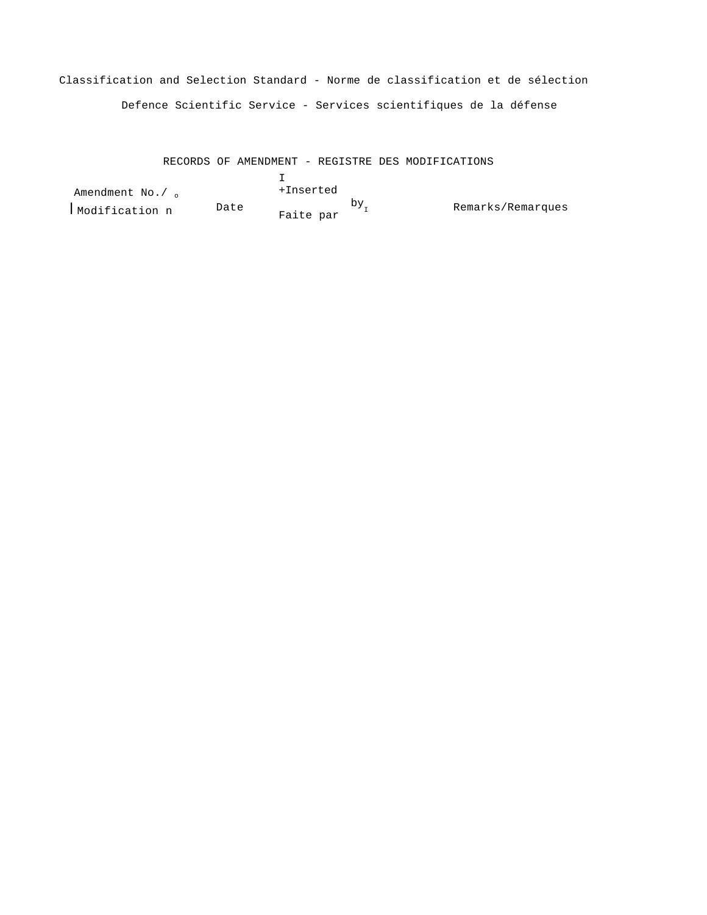Classification and Selection Standard - Norme de classification et de sélection

Defence Scientific Service - Services scientifiques de la défense

## RECORDS OF AMENDMENT - REGISTRE DES MODIFICATIONS

| Amendment No./ Modification n$^{o}$ | Date | Inserted by Faite par | Remarks/Remarques |
| --- | --- | --- | --- |